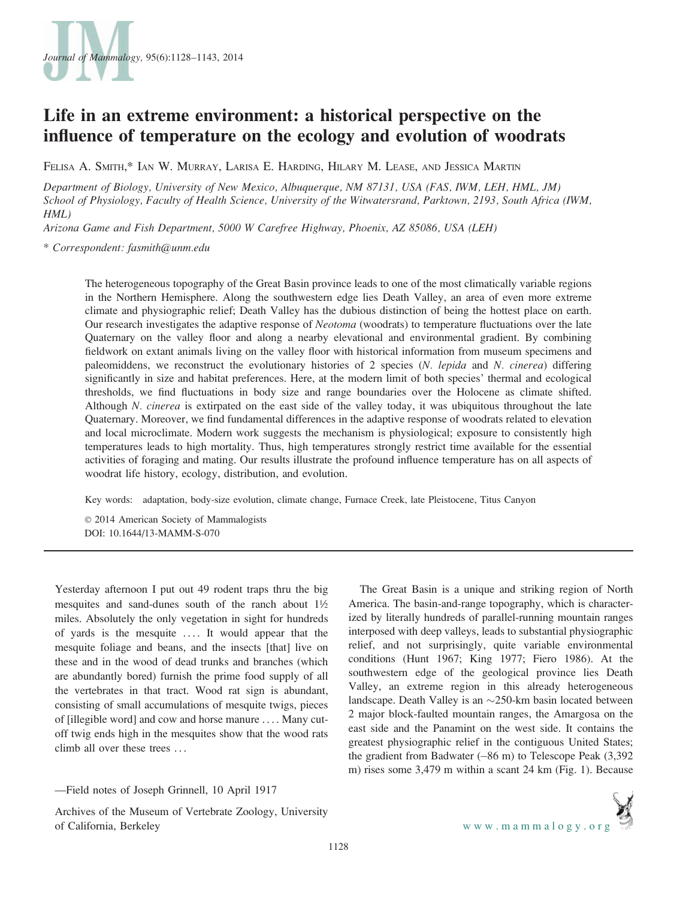# Life in an extreme environment: a historical perspective on the influence of temperature on the ecology and evolution of woodrats

Felisa A. Smith,* Ian W. Murray, Larisa E. Harding, Hilary M. Lease, and Jessica Martin

*Department of Biology, University of New Mexico, Albuquerque, NM 87131, USA (FAS, IWM, LEH, HML, JM)*
*School of Physiology, Faculty of Health Science, University of the Witwatersrand, Parktown, 2193, South Africa (IWM, HML)*
*Arizona Game and Fish Department, 5000 W Carefree Highway, Phoenix, AZ 85086, USA (LEH)*

\* *Correspondent: fasmith@unm.edu*

The heterogeneous topography of the Great Basin province leads to one of the most climatically variable regions in the Northern Hemisphere. Along the southwestern edge lies Death Valley, an area of even more extreme climate and physiographic relief; Death Valley has the dubious distinction of being the hottest place on earth. Our research investigates the adaptive response of *Neotoma* (woodrats) to temperature fluctuations over the late Quaternary on the valley floor and along a nearby elevational and environmental gradient. By combining fieldwork on extant animals living on the valley floor with historical information from museum specimens and paleomiddens, we reconstruct the evolutionary histories of 2 species (*N. lepida* and *N. cinerea*) differing significantly in size and habitat preferences. Here, at the modern limit of both species' thermal and ecological thresholds, we find fluctuations in body size and range boundaries over the Holocene as climate shifted. Although *N. cinerea* is extirpated on the east side of the valley today, it was ubiquitous throughout the late Quaternary. Moreover, we find fundamental differences in the adaptive response of woodrats related to elevation and local microclimate. Modern work suggests the mechanism is physiological; exposure to consistently high temperatures leads to high mortality. Thus, high temperatures strongly restrict time available for the essential activities of foraging and mating. Our results illustrate the profound influence temperature has on all aspects of woodrat life history, ecology, distribution, and evolution.

Key words: adaptation, body-size evolution, climate change, Furnace Creek, late Pleistocene, Titus Canyon

© 2014 American Society of Mammalogists
DOI: 10.1644/13-MAMM-S-070

Yesterday afternoon I put out 49 rodent traps thru the big mesquites and sand-dunes south of the ranch about 1½ miles. Absolutely the only vegetation in sight for hundreds of yards is the mesquite .... It would appear that the mesquite foliage and beans, and the insects [that] live on these and in the wood of dead trunks and branches (which are abundantly bored) furnish the prime food supply of all the vertebrates in that tract. Wood rat sign is abundant, consisting of small accumulations of mesquite twigs, pieces of [illegible word] and cow and horse manure .... Many cut-off twig ends high in the mesquites show that the wood rats climb all over these trees ...

—Field notes of Joseph Grinnell, 10 April 1917

Archives of the Museum of Vertebrate Zoology, University of California, Berkeley

The Great Basin is a unique and striking region of North America. The basin-and-range topography, which is characterized by literally hundreds of parallel-running mountain ranges interposed with deep valleys, leads to substantial physiographic relief, and not surprisingly, quite variable environmental conditions (Hunt 1967; King 1977; Fiero 1986). At the southwestern edge of the geological province lies Death Valley, an extreme region in this already heterogeneous landscape. Death Valley is an ~250-km basin located between 2 major block-faulted mountain ranges, the Amargosa on the east side and the Panamint on the west side. It contains the greatest physiographic relief in the contiguous United States; the gradient from Badwater (–86 m) to Telescope Peak (3,392 m) rises some 3,479 m within a scant 24 km (Fig. 1). Because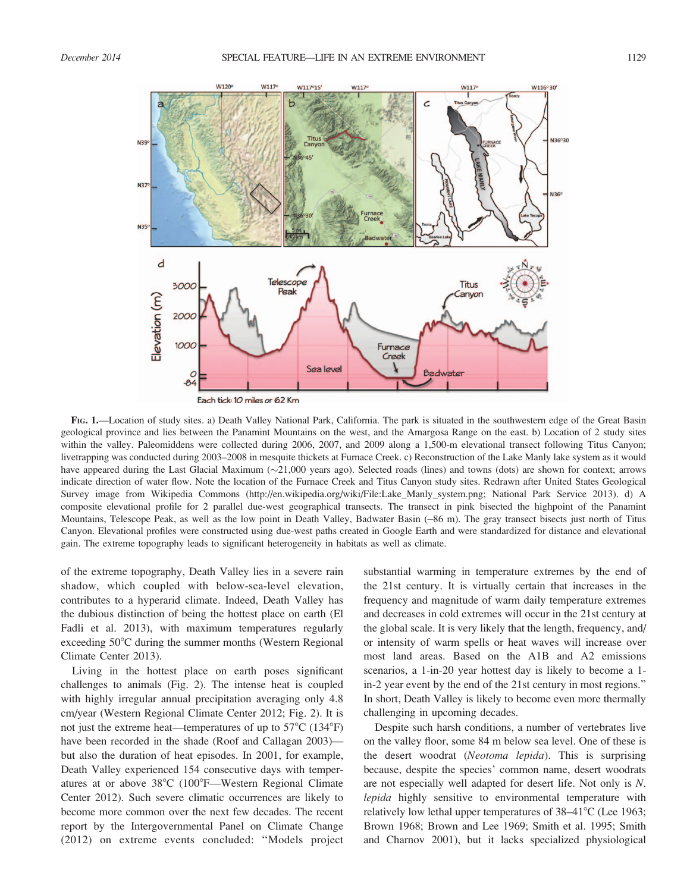FIG. 1.—Location of study sites. a) Death Valley National Park, California. The park is situated in the southwestern edge of the Great Basin geological province and lies between the Panamint Mountains on the west, and the Amargosa Range on the east. b) Location of 2 study sites within the valley. Paleomiddens were collected during 2006, 2007, and 2009 along a 1,500-m elevational transect following Titus Canyon; livetrapping was conducted during 2003–2008 in mesquite thickets at Furnace Creek. c) Reconstruction of the Lake Manly lake system as it would have appeared during the Last Glacial Maximum (~21,000 years ago). Selected roads (lines) and towns (dots) are shown for context; arrows indicate direction of water flow. Note the location of the Furnace Creek and Titus Canyon study sites. Redrawn after United States Geological Survey image from Wikipedia Commons (http://en.wikipedia.org/wiki/File:Lake_Manly_system.png; National Park Service 2013). d) A composite elevational profile for 2 parallel due-west geographical transects. The transect in pink bisected the highpoint of the Panamint Mountains, Telescope Peak, as well as the low point in Death Valley, Badwater Basin (–86 m). The gray transect bisects just north of Titus Canyon. Elevational profiles were constructed using due-west paths created in Google Earth and were standardized for distance and elevational gain. The extreme topography leads to significant heterogeneity in habitats as well as climate.

of the extreme topography, Death Valley lies in a severe rain shadow, which coupled with below-sea-level elevation, contributes to a hyperarid climate. Indeed, Death Valley has the dubious distinction of being the hottest place on earth (El Fadli et al. 2013), with maximum temperatures regularly exceeding 50°C during the summer months (Western Regional Climate Center 2013).

Living in the hottest place on earth poses significant challenges to animals (Fig. 2). The intense heat is coupled with highly irregular annual precipitation averaging only 4.8 cm/year (Western Regional Climate Center 2012; Fig. 2). It is not just the extreme heat—temperatures of up to 57°C (134°F) have been recorded in the shade (Roof and Callagan 2003)—but also the duration of heat episodes. In 2001, for example, Death Valley experienced 154 consecutive days with temperatures at or above 38°C (100°F—Western Regional Climate Center 2012). Such severe climatic occurrences are likely to become more common over the next few decades. The recent report by the Intergovernmental Panel on Climate Change (2012) on extreme events concluded: "Models project substantial warming in temperature extremes by the end of the 21st century. It is virtually certain that increases in the frequency and magnitude of warm daily temperature extremes and decreases in cold extremes will occur in the 21st century at the global scale. It is very likely that the length, frequency, and/or intensity of warm spells or heat waves will increase over most land areas. Based on the A1B and A2 emissions scenarios, a 1-in-20 year hottest day is likely to become a 1-in-2 year event by the end of the 21st century in most regions." In short, Death Valley is likely to become even more thermally challenging in upcoming decades.

Despite such harsh conditions, a number of vertebrates live on the valley floor, some 84 m below sea level. One of these is the desert woodrat (*Neotoma lepida*). This is surprising because, despite the species' common name, desert woodrats are not especially well adapted for desert life. Not only is *N. lepida* highly sensitive to environmental temperature with relatively low lethal upper temperatures of 38–41°C (Lee 1963; Brown 1968; Brown and Lee 1969; Smith et al. 1995; Smith and Charnov 2001), but it lacks specialized physiological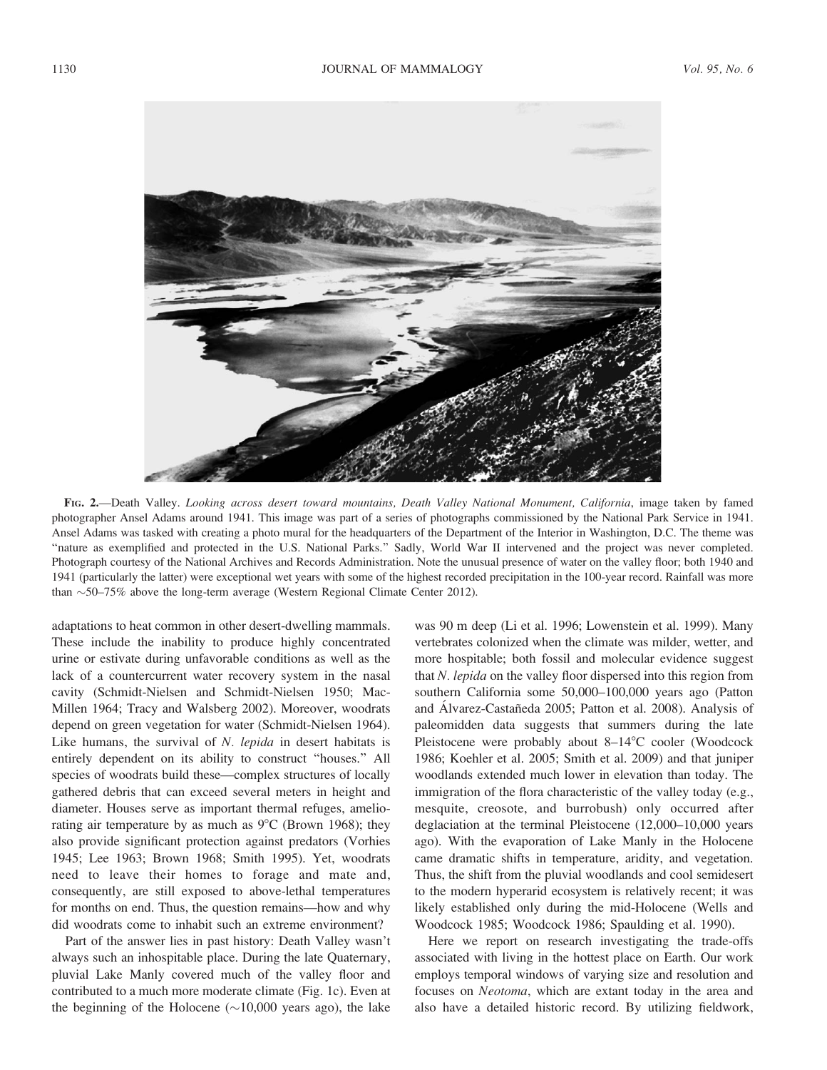FIG. 2.—Death Valley. *Looking across desert toward mountains, Death Valley National Monument, California*, image taken by famed photographer Ansel Adams around 1941. This image was part of a series of photographs commissioned by the National Park Service in 1941. Ansel Adams was tasked with creating a photo mural for the headquarters of the Department of the Interior in Washington, D.C. The theme was "nature as exemplified and protected in the U.S. National Parks." Sadly, World War II intervened and the project was never completed. Photograph courtesy of the National Archives and Records Administration. Note the unusual presence of water on the valley floor; both 1940 and 1941 (particularly the latter) were exceptional wet years with some of the highest recorded precipitation in the 100-year record. Rainfall was more than ~50–75% above the long-term average (Western Regional Climate Center 2012).

adaptations to heat common in other desert-dwelling mammals. These include the inability to produce highly concentrated urine or estivate during unfavorable conditions as well as the lack of a countercurrent water recovery system in the nasal cavity (Schmidt-Nielsen and Schmidt-Nielsen 1950; MacMillen 1964; Tracy and Walsberg 2002). Moreover, woodrats depend on green vegetation for water (Schmidt-Nielsen 1964). Like humans, the survival of *N. lepida* in desert habitats is entirely dependent on its ability to construct "houses." All species of woodrats build these—complex structures of locally gathered debris that can exceed several meters in height and diameter. Houses serve as important thermal refuges, ameliorating air temperature by as much as 9°C (Brown 1968); they also provide significant protection against predators (Vorhies 1945; Lee 1963; Brown 1968; Smith 1995). Yet, woodrats need to leave their homes to forage and mate and, consequently, are still exposed to above-lethal temperatures for months on end. Thus, the question remains—how and why did woodrats come to inhabit such an extreme environment?

Part of the answer lies in past history: Death Valley wasn't always such an inhospitable place. During the late Quaternary, pluvial Lake Manly covered much of the valley floor and contributed to a much more moderate climate (Fig. 1c). Even at the beginning of the Holocene (~10,000 years ago), the lake was 90 m deep (Li et al. 1996; Lowenstein et al. 1999). Many vertebrates colonized when the climate was milder, wetter, and more hospitable; both fossil and molecular evidence suggest that *N. lepida* on the valley floor dispersed into this region from southern California some 50,000–100,000 years ago (Patton and Álvarez-Castañeda 2005; Patton et al. 2008). Analysis of paleomidden data suggests that summers during the late Pleistocene were probably about 8–14°C cooler (Woodcock 1986; Koehler et al. 2005; Smith et al. 2009) and that juniper woodlands extended much lower in elevation than today. The immigration of the flora characteristic of the valley today (e.g., mesquite, creosote, and burrobush) only occurred after deglaciation at the terminal Pleistocene (12,000–10,000 years ago). With the evaporation of Lake Manly in the Holocene came dramatic shifts in temperature, aridity, and vegetation. Thus, the shift from the pluvial woodlands and cool semidesert to the modern hyperarid ecosystem is relatively recent; it was likely established only during the mid-Holocene (Wells and Woodcock 1985; Woodcock 1986; Spaulding et al. 1990).

Here we report on research investigating the trade-offs associated with living in the hottest place on Earth. Our work employs temporal windows of varying size and resolution and focuses on *Neotoma*, which are extant today in the area and also have a detailed historic record. By utilizing fieldwork,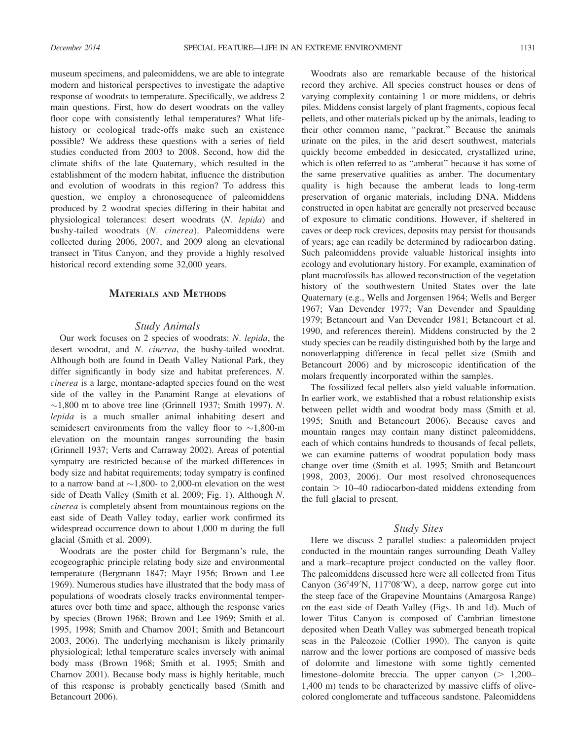museum specimens, and paleomiddens, we are able to integrate modern and historical perspectives to investigate the adaptive response of woodrats to temperature. Specifically, we address 2 main questions. First, how do desert woodrats on the valley floor cope with consistently lethal temperatures? What life-history or ecological trade-offs make such an existence possible? We address these questions with a series of field studies conducted from 2003 to 2008. Second, how did the climate shifts of the late Quaternary, which resulted in the establishment of the modern habitat, influence the distribution and evolution of woodrats in this region? To address this question, we employ a chronosequence of paleomiddens produced by 2 woodrat species differing in their habitat and physiological tolerances: desert woodrats (*N. lepida*) and bushy-tailed woodrats (*N. cinerea*). Paleomiddens were collected during 2006, 2007, and 2009 along an elevational transect in Titus Canyon, and they provide a highly resolved historical record extending some 32,000 years.

## Materials and Methods

### *Study Animals*

Our work focuses on 2 species of woodrats: *N. lepida*, the desert woodrat, and *N. cinerea*, the bushy-tailed woodrat. Although both are found in Death Valley National Park, they differ significantly in body size and habitat preferences. *N. cinerea* is a large, montane-adapted species found on the west side of the valley in the Panamint Range at elevations of ~1,800 m to above tree line (Grinnell 1937; Smith 1997). *N. lepida* is a much smaller animal inhabiting desert and semidesert environments from the valley floor to ~1,800-m elevation on the mountain ranges surrounding the basin (Grinnell 1937; Verts and Carraway 2002). Areas of potential sympatry are restricted because of the marked differences in body size and habitat requirements; today sympatry is confined to a narrow band at ~1,800- to 2,000-m elevation on the west side of Death Valley (Smith et al. 2009; Fig. 1). Although *N. cinerea* is completely absent from mountainous regions on the east side of Death Valley today, earlier work confirmed its widespread occurrence down to about 1,000 m during the full glacial (Smith et al. 2009).

Woodrats are the poster child for Bergmann's rule, the ecogeographic principle relating body size and environmental temperature (Bergmann 1847; Mayr 1956; Brown and Lee 1969). Numerous studies have illustrated that the body mass of populations of woodrats closely tracks environmental temperatures over both time and space, although the response varies by species (Brown 1968; Brown and Lee 1969; Smith et al. 1995, 1998; Smith and Charnov 2001; Smith and Betancourt 2003, 2006). The underlying mechanism is likely primarily physiological; lethal temperature scales inversely with animal body mass (Brown 1968; Smith et al. 1995; Smith and Charnov 2001). Because body mass is highly heritable, much of this response is probably genetically based (Smith and Betancourt 2006).

Woodrats also are remarkable because of the historical record they archive. All species construct houses or dens of varying complexity containing 1 or more middens, or debris piles. Middens consist largely of plant fragments, copious fecal pellets, and other materials picked up by the animals, leading to their other common name, "packrat." Because the animals urinate on the piles, in the arid desert southwest, materials quickly become embedded in desiccated, crystallized urine, which is often referred to as "amberat" because it has some of the same preservative qualities as amber. The documentary quality is high because the amberat leads to long-term preservation of organic materials, including DNA. Middens constructed in open habitat are generally not preserved because of exposure to climatic conditions. However, if sheltered in caves or deep rock crevices, deposits may persist for thousands of years; age can readily be determined by radiocarbon dating. Such paleomiddens provide valuable historical insights into ecology and evolutionary history. For example, examination of plant macrofossils has allowed reconstruction of the vegetation history of the southwestern United States over the late Quaternary (e.g., Wells and Jorgensen 1964; Wells and Berger 1967; Van Devender 1977; Van Devender and Spaulding 1979; Betancourt and Van Devender 1981; Betancourt et al. 1990, and references therein). Middens constructed by the 2 study species can be readily distinguished both by the large and nonoverlapping difference in fecal pellet size (Smith and Betancourt 2006) and by microscopic identification of the molars frequently incorporated within the samples.

The fossilized fecal pellets also yield valuable information. In earlier work, we established that a robust relationship exists between pellet width and woodrat body mass (Smith et al. 1995; Smith and Betancourt 2006). Because caves and mountain ranges may contain many distinct paleomiddens, each of which contains hundreds to thousands of fecal pellets, we can examine patterns of woodrat population body mass change over time (Smith et al. 1995; Smith and Betancourt 1998, 2003, 2006). Our most resolved chronosequences contain > 10–40 radiocarbon-dated middens extending from the full glacial to present.

### *Study Sites*

Here we discuss 2 parallel studies: a paleomidden project conducted in the mountain ranges surrounding Death Valley and a mark–recapture project conducted on the valley floor. The paleomiddens discussed here were all collected from Titus Canyon (36°49′N, 117°08′W), a deep, narrow gorge cut into the steep face of the Grapevine Mountains (Amargosa Range) on the east side of Death Valley (Figs. 1b and 1d). Much of lower Titus Canyon is composed of Cambrian limestone deposited when Death Valley was submerged beneath tropical seas in the Paleozoic (Collier 1990). The canyon is quite narrow and the lower portions are composed of massive beds of dolomite and limestone with some tightly cemented limestone–dolomite breccia. The upper canyon (> 1,200–1,400 m) tends to be characterized by massive cliffs of olive-colored conglomerate and tuffaceous sandstone. Paleomiddens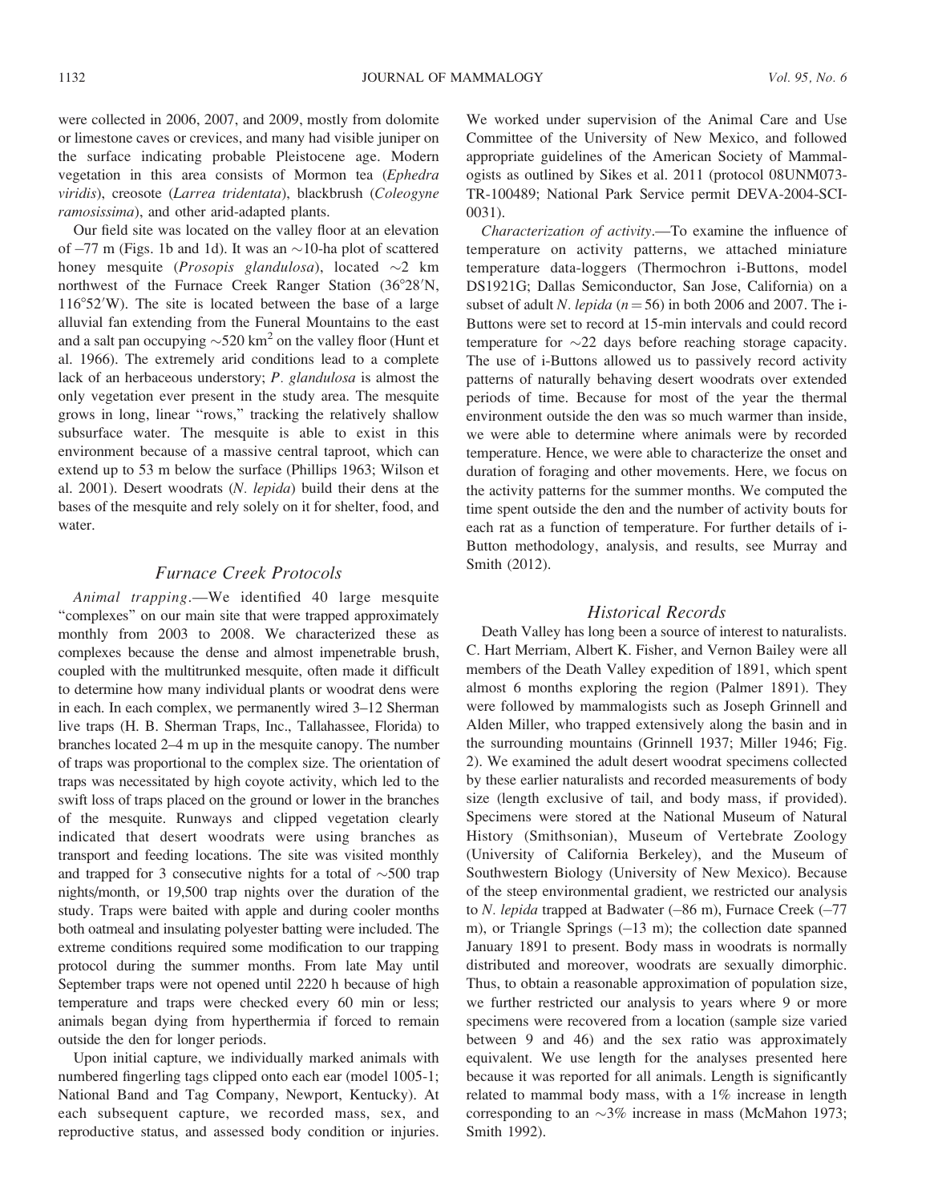were collected in 2006, 2007, and 2009, mostly from dolomite or limestone caves or crevices, and many had visible juniper on the surface indicating probable Pleistocene age. Modern vegetation in this area consists of Mormon tea (*Ephedra viridis*), creosote (*Larrea tridentata*), blackbrush (*Coleogyne ramosissima*), and other arid-adapted plants.

Our field site was located on the valley floor at an elevation of –77 m (Figs. 1b and 1d). It was an ~10-ha plot of scattered honey mesquite (*Prosopis glandulosa*), located ~2 km northwest of the Furnace Creek Ranger Station (36°28′N, 116°52′W). The site is located between the base of a large alluvial fan extending from the Funeral Mountains to the east and a salt pan occupying ~520 km$^2$ on the valley floor (Hunt et al. 1966). The extremely arid conditions lead to a complete lack of an herbaceous understory; *P. glandulosa* is almost the only vegetation ever present in the study area. The mesquite grows in long, linear "rows," tracking the relatively shallow subsurface water. The mesquite is able to exist in this environment because of a massive central taproot, which can extend up to 53 m below the surface (Phillips 1963; Wilson et al. 2001). Desert woodrats (*N. lepida*) build their dens at the bases of the mesquite and rely solely on it for shelter, food, and water.

## Furnace Creek Protocols

*Animal trapping*.—We identified 40 large mesquite "complexes" on our main site that were trapped approximately monthly from 2003 to 2008. We characterized these as complexes because the dense and almost impenetrable brush, coupled with the multitrunked mesquite, often made it difficult to determine how many individual plants or woodrat dens were in each. In each complex, we permanently wired 3–12 Sherman live traps (H. B. Sherman Traps, Inc., Tallahassee, Florida) to branches located 2–4 m up in the mesquite canopy. The number of traps was proportional to the complex size. The orientation of traps was necessitated by high coyote activity, which led to the swift loss of traps placed on the ground or lower in the branches of the mesquite. Runways and clipped vegetation clearly indicated that desert woodrats were using branches as transport and feeding locations. The site was visited monthly and trapped for 3 consecutive nights for a total of ~500 trap nights/month, or 19,500 trap nights over the duration of the study. Traps were baited with apple and during cooler months both oatmeal and insulating polyester batting were included. The extreme conditions required some modification to our trapping protocol during the summer months. From late May until September traps were not opened until 2220 h because of high temperature and traps were checked every 60 min or less; animals began dying from hyperthermia if forced to remain outside the den for longer periods.

Upon initial capture, we individually marked animals with numbered fingerling tags clipped onto each ear (model 1005-1; National Band and Tag Company, Newport, Kentucky). At each subsequent capture, we recorded mass, sex, and reproductive status, and assessed body condition or injuries. We worked under supervision of the Animal Care and Use Committee of the University of New Mexico, and followed appropriate guidelines of the American Society of Mammalogists as outlined by Sikes et al. 2011 (protocol 08UNM073-TR-100489; National Park Service permit DEVA-2004-SCI-0031).

*Characterization of activity*.—To examine the influence of temperature on activity patterns, we attached miniature temperature data-loggers (Thermochron i-Buttons, model DS1921G; Dallas Semiconductor, San Jose, California) on a subset of adult *N. lepida* ($n = 56$) in both 2006 and 2007. The i-Buttons were set to record at 15-min intervals and could record temperature for ~22 days before reaching storage capacity. The use of i-Buttons allowed us to passively record activity patterns of naturally behaving desert woodrats over extended periods of time. Because for most of the year the thermal environment outside the den was so much warmer than inside, we were able to determine where animals were by recorded temperature. Hence, we were able to characterize the onset and duration of foraging and other movements. Here, we focus on the activity patterns for the summer months. We computed the time spent outside the den and the number of activity bouts for each rat as a function of temperature. For further details of i-Button methodology, analysis, and results, see Murray and Smith (2012).

## Historical Records

Death Valley has long been a source of interest to naturalists. C. Hart Merriam, Albert K. Fisher, and Vernon Bailey were all members of the Death Valley expedition of 1891, which spent almost 6 months exploring the region (Palmer 1891). They were followed by mammalogists such as Joseph Grinnell and Alden Miller, who trapped extensively along the basin and in the surrounding mountains (Grinnell 1937; Miller 1946; Fig. 2). We examined the adult desert woodrat specimens collected by these earlier naturalists and recorded measurements of body size (length exclusive of tail, and body mass, if provided). Specimens were stored at the National Museum of Natural History (Smithsonian), Museum of Vertebrate Zoology (University of California Berkeley), and the Museum of Southwestern Biology (University of New Mexico). Because of the steep environmental gradient, we restricted our analysis to *N. lepida* trapped at Badwater (–86 m), Furnace Creek (–77 m), or Triangle Springs (–13 m); the collection date spanned January 1891 to present. Body mass in woodrats is normally distributed and moreover, woodrats are sexually dimorphic. Thus, to obtain a reasonable approximation of population size, we further restricted our analysis to years where 9 or more specimens were recovered from a location (sample size varied between 9 and 46) and the sex ratio was approximately equivalent. We use length for the analyses presented here because it was reported for all animals. Length is significantly related to mammal body mass, with a 1% increase in length corresponding to an ~3% increase in mass (McMahon 1973; Smith 1992).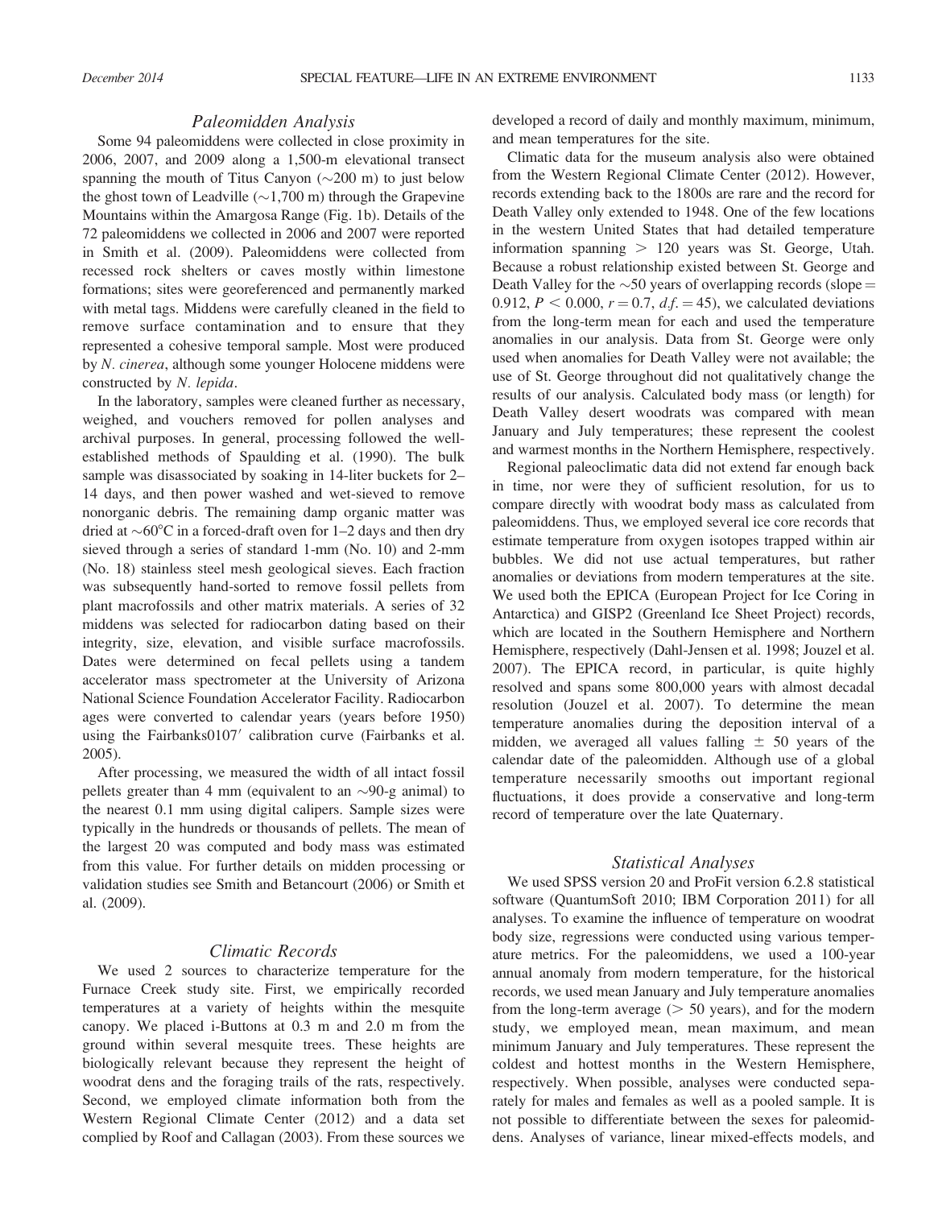### Paleomidden Analysis

Some 94 paleomiddens were collected in close proximity in 2006, 2007, and 2009 along a 1,500-m elevational transect spanning the mouth of Titus Canyon (~200 m) to just below the ghost town of Leadville (~1,700 m) through the Grapevine Mountains within the Amargosa Range (Fig. 1b). Details of the 72 paleomiddens we collected in 2006 and 2007 were reported in Smith et al. (2009). Paleomiddens were collected from recessed rock shelters or caves mostly within limestone formations; sites were georeferenced and permanently marked with metal tags. Middens were carefully cleaned in the field to remove surface contamination and to ensure that they represented a cohesive temporal sample. Most were produced by *N. cinerea*, although some younger Holocene middens were constructed by *N. lepida*.

In the laboratory, samples were cleaned further as necessary, weighed, and vouchers removed for pollen analyses and archival purposes. In general, processing followed the well-established methods of Spaulding et al. (1990). The bulk sample was disassociated by soaking in 14-liter buckets for 2–14 days, and then power washed and wet-sieved to remove nonorganic debris. The remaining damp organic matter was dried at ~60°C in a forced-draft oven for 1–2 days and then dry sieved through a series of standard 1-mm (No. 10) and 2-mm (No. 18) stainless steel mesh geological sieves. Each fraction was subsequently hand-sorted to remove fossil pellets from plant macrofossils and other matrix materials. A series of 32 middens was selected for radiocarbon dating based on their integrity, size, elevation, and visible surface macrofossils. Dates were determined on fecal pellets using a tandem accelerator mass spectrometer at the University of Arizona National Science Foundation Accelerator Facility. Radiocarbon ages were converted to calendar years (years before 1950) using the Fairbanks0107′ calibration curve (Fairbanks et al. 2005).

After processing, we measured the width of all intact fossil pellets greater than 4 mm (equivalent to an ~90-g animal) to the nearest 0.1 mm using digital calipers. Sample sizes were typically in the hundreds or thousands of pellets. The mean of the largest 20 was computed and body mass was estimated from this value. For further details on midden processing or validation studies see Smith and Betancourt (2006) or Smith et al. (2009).

### Climatic Records

We used 2 sources to characterize temperature for the Furnace Creek study site. First, we empirically recorded temperatures at a variety of heights within the mesquite canopy. We placed i-Buttons at 0.3 m and 2.0 m from the ground within several mesquite trees. These heights are biologically relevant because they represent the height of woodrat dens and the foraging trails of the rats, respectively. Second, we employed climate information both from the Western Regional Climate Center (2012) and a data set complied by Roof and Callagan (2003). From these sources we developed a record of daily and monthly maximum, minimum, and mean temperatures for the site.

Climatic data for the museum analysis also were obtained from the Western Regional Climate Center (2012). However, records extending back to the 1800s are rare and the record for Death Valley only extended to 1948. One of the few locations in the western United States that had detailed temperature information spanning > 120 years was St. George, Utah. Because a robust relationship existed between St. George and Death Valley for the ~50 years of overlapping records (slope = 0.912, $P < 0.000$, $r = 0.7$, $d.f. = 45$), we calculated deviations from the long-term mean for each and used the temperature anomalies in our analysis. Data from St. George were only used when anomalies for Death Valley were not available; the use of St. George throughout did not qualitatively change the results of our analysis. Calculated body mass (or length) for Death Valley desert woodrats was compared with mean January and July temperatures; these represent the coolest and warmest months in the Northern Hemisphere, respectively.

Regional paleoclimatic data did not extend far enough back in time, nor were they of sufficient resolution, for us to compare directly with woodrat body mass as calculated from paleomiddens. Thus, we employed several ice core records that estimate temperature from oxygen isotopes trapped within air bubbles. We did not use actual temperatures, but rather anomalies or deviations from modern temperatures at the site. We used both the EPICA (European Project for Ice Coring in Antarctica) and GISP2 (Greenland Ice Sheet Project) records, which are located in the Southern Hemisphere and Northern Hemisphere, respectively (Dahl-Jensen et al. 1998; Jouzel et al. 2007). The EPICA record, in particular, is quite highly resolved and spans some 800,000 years with almost decadal resolution (Jouzel et al. 2007). To determine the mean temperature anomalies during the deposition interval of a midden, we averaged all values falling ± 50 years of the calendar date of the paleomidden. Although use of a global temperature necessarily smooths out important regional fluctuations, it does provide a conservative and long-term record of temperature over the late Quaternary.

### Statistical Analyses

We used SPSS version 20 and ProFit version 6.2.8 statistical software (QuantumSoft 2010; IBM Corporation 2011) for all analyses. To examine the influence of temperature on woodrat body size, regressions were conducted using various temperature metrics. For the paleomiddens, we used a 100-year annual anomaly from modern temperature, for the historical records, we used mean January and July temperature anomalies from the long-term average (> 50 years), and for the modern study, we employed mean, mean maximum, and mean minimum January and July temperatures. These represent the coldest and hottest months in the Western Hemisphere, respectively. When possible, analyses were conducted separately for males and females as well as a pooled sample. It is not possible to differentiate between the sexes for paleomiddens. Analyses of variance, linear mixed-effects models, and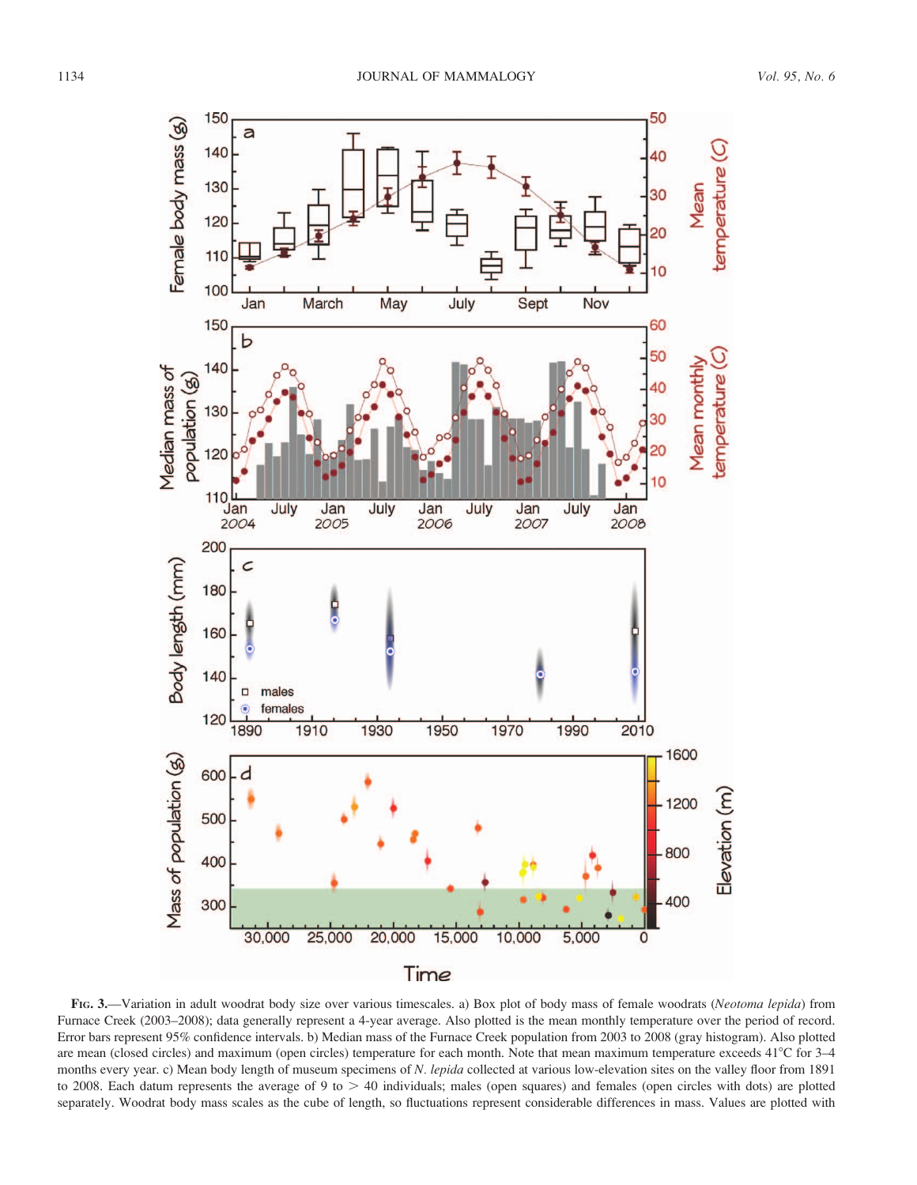a

Female body mass (g)

150
140
130
120
110
100

Jan March May July Sept Nov

Mean temperature (C)

50
40
30
20
10

b

Median mass of population (g)

150
140
130
120
110

Jan 2004 July Jan 2005 July Jan 2006 July Jan 2007 July Jan 2008

Mean monthly temperature (C)

60
50
40
30
20
10

c

Body length (mm)

200
180
160
140
120

1890 1910 1930 1950 1970 1990 2010

males
females

d

Mass of population (g)

600
500
400
300

30,000 25,000 20,000 15,000 10,000 5,000 0

Time

Elevation (m)

1600
1200
800
400

**FIG. 3.**—Variation in adult woodrat body size over various timescales. a) Box plot of body mass of female woodrats (*Neotoma lepida*) from Furnace Creek (2003–2008); data generally represent a 4-year average. Also plotted is the mean monthly temperature over the period of record. Error bars represent 95% confidence intervals. b) Median mass of the Furnace Creek population from 2003 to 2008 (gray histogram). Also plotted are mean (closed circles) and maximum (open circles) temperature for each month. Note that mean maximum temperature exceeds 41°C for 3–4 months every year. c) Mean body length of museum specimens of *N. lepida* collected at various low-elevation sites on the valley floor from 1891 to 2008. Each datum represents the average of 9 to > 40 individuals; males (open squares) and females (open circles with dots) are plotted separately. Woodrat body mass scales as the cube of length, so fluctuations represent considerable differences in mass. Values are plotted with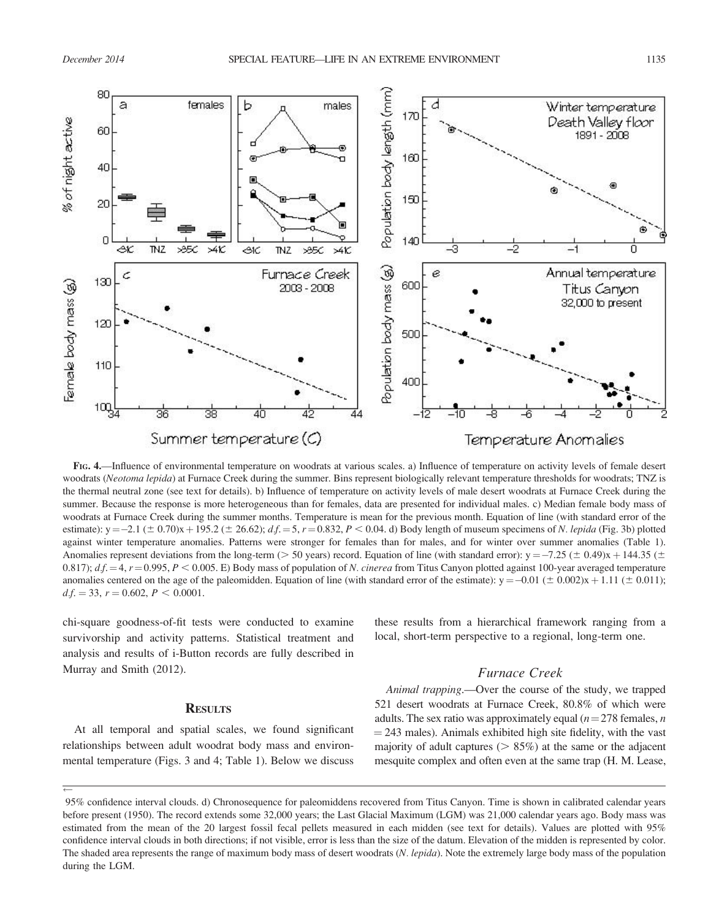a females
b males
% of night active
<31C TNZ >35C >41C
d Winter temperature Death Valley floor 1891 - 2008
Population body length (mm)
c Furnace Creek 2003 - 2008
Female body mass (g)
Summer temperature (C)
e Annual temperature Titus Canyon 32,000 to present
Population body mass (g)
Temperature Anomalies

FIG. 4.—Influence of environmental temperature on woodrats at various scales. a) Influence of temperature on activity levels of female desert woodrats (*Neotoma lepida*) at Furnace Creek during the summer. Bins represent biologically relevant temperature thresholds for woodrats; TNZ is the thermal neutral zone (see text for details). b) Influence of temperature on activity levels of male desert woodrats at Furnace Creek during the summer. Because the response is more heterogeneous than for females, data are presented for individual males. c) Median female body mass of woodrats at Furnace Creek during the summer months. Temperature is mean for the previous month. Equation of line (with standard error of the estimate): $y = -2.1\ (\pm\ 0.70)x + 195.2\ (\pm\ 26.62)$; $d.f. = 5$, $r = 0.832$, $P < 0.04$. d) Body length of museum specimens of *N. lepida* (Fig. 3b) plotted against winter temperature anomalies. Patterns were stronger for females than for males, and for winter over summer anomalies (Table 1). Anomalies represent deviations from the long-term (> 50 years) record. Equation of line (with standard error): $y = -7.25\ (\pm\ 0.49)x + 144.35\ (\pm\ 0.817)$; $d.f. = 4$, $r = 0.995$, $P < 0.005$. E) Body mass of population of *N. cinerea* from Titus Canyon plotted against 100-year averaged temperature anomalies centered on the age of the paleomidden. Equation of line (with standard error of the estimate): $y = -0.01\ (\pm\ 0.002)x + 1.11\ (\pm\ 0.011)$; $d.f. = 33$, $r = 0.602$, $P < 0.0001$.

chi-square goodness-of-fit tests were conducted to examine survivorship and activity patterns. Statistical treatment and analysis and results of i-Button records are fully described in Murray and Smith (2012).

## RESULTS

At all temporal and spatial scales, we found significant relationships between adult woodrat body mass and environmental temperature (Figs. 3 and 4; Table 1). Below we discuss these results from a hierarchical framework ranging from a local, short-term perspective to a regional, long-term one.

### *Furnace Creek*

*Animal trapping*.—Over the course of the study, we trapped 521 desert woodrats at Furnace Creek, 80.8% of which were adults. The sex ratio was approximately equal ($n = 278$ females, $n = 243$ males). Animals exhibited high site fidelity, with the vast majority of adult captures (> 85%) at the same or the adjacent mesquite complex and often even at the same trap (H. M. Lease,

←

95% confidence interval clouds. d) Chronosequence for paleomiddens recovered from Titus Canyon. Time is shown in calibrated calendar years before present (1950). The record extends some 32,000 years; the Last Glacial Maximum (LGM) was 21,000 calendar years ago. Body mass was estimated from the mean of the 20 largest fossil fecal pellets measured in each midden (see text for details). Values are plotted with 95% confidence interval clouds in both directions; if not visible, error is less than the size of the datum. Elevation of the midden is represented by color. The shaded area represents the range of maximum body mass of desert woodrats (*N. lepida*). Note the extremely large body mass of the population during the LGM.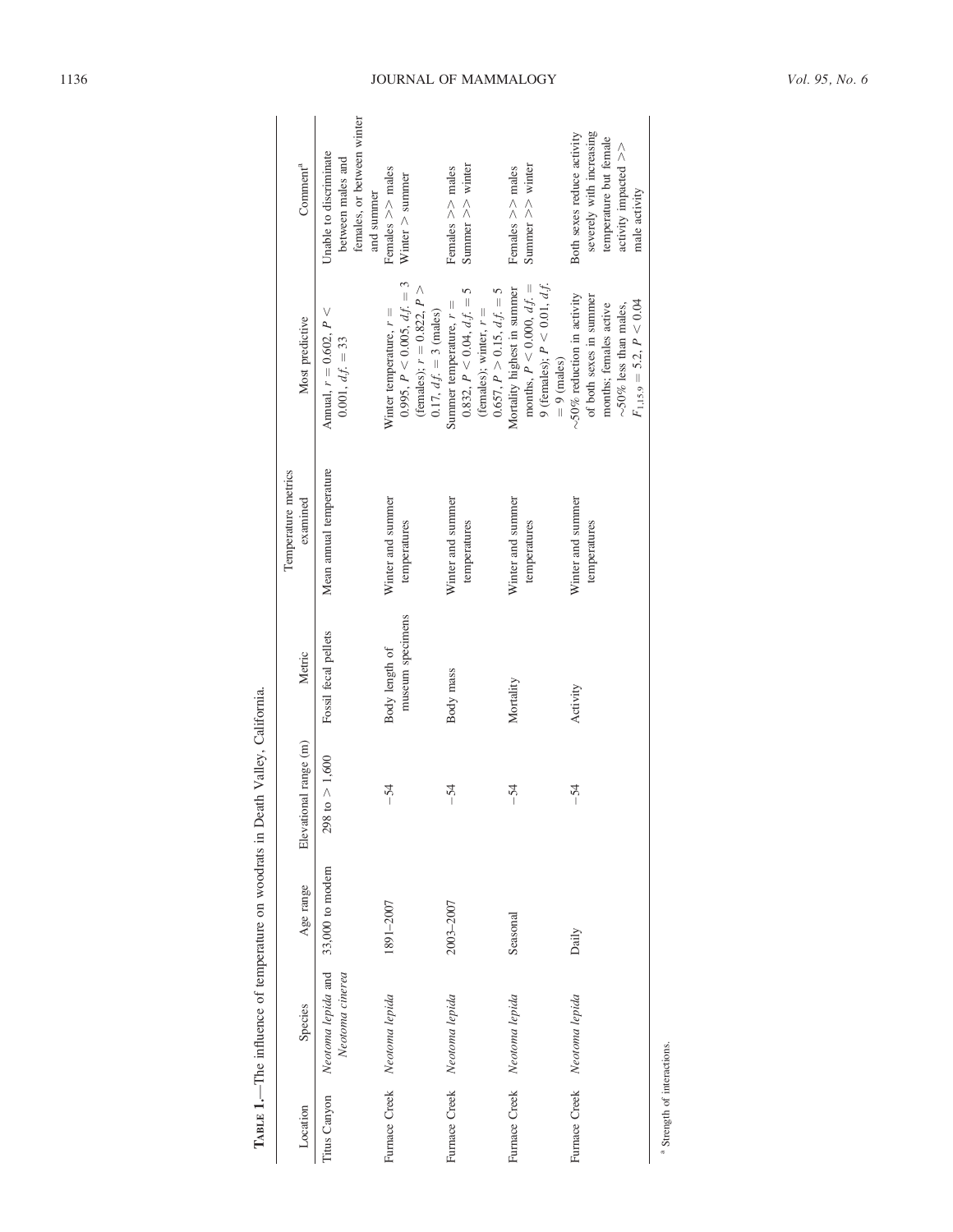**Table 1.**—The influence of temperature on woodrats in Death Valley, California.

| Location | Species | Age range | Elevational range (m) | Metric | Temperature metrics examined | Most predictive | Comment[a] |
|---|---|---|---|---|---|---|---|
| Titus Canyon | *Neotoma lepida* and *Neotoma cinerea* | 33,000 to modern | 298 to > 1,600 | Fossil fecal pellets | Mean annual temperature | Annual, $r = 0.602$, $P < 0.001$, $d.f. = 33$ | Unable to discriminate between males and females, or between winter and summer |
| Furnace Creek | *Neotoma lepida* | 1891–2007 | −54 | Body length of museum specimens | Winter and summer temperatures | Winter temperature, $r = 0.995$, $P < 0.005$, $d.f. = 3$ (females); $r = 0.822$, $P > 0.17$, $d.f. = 3$ (males) | Females >> males Winter > summer |
| Furnace Creek | *Neotoma lepida* | 2003–2007 | −54 | Body mass | Winter and summer temperatures | Summer temperature, $r = 0.832$, $P < 0.04$, $d.f. = 5$ (females); winter, $r = 0.657$, $P > 0.15$, $d.f. = 5$ | Females >> males Summer >> winter |
| Furnace Creek | *Neotoma lepida* | Seasonal | −54 | Mortality | Winter and summer temperatures | Mortality highest in summer months, $P < 0.000$, $d.f. = 9$ (females); $P < 0.01$, $d.f. = 9$ (males) | Females >> males Summer >> winter |
| Furnace Creek | *Neotoma lepida* | Daily | −54 | Activity | Winter and summer temperatures | ~50% reduction in activity of both sexes in summer months; females active ~50% less than males, $F_{1,15.9} = 5.2$, $P < 0.04$ | Both sexes reduce activity severely with increasing temperature but female activity impacted >> male activity |

[a] Strength of interactions.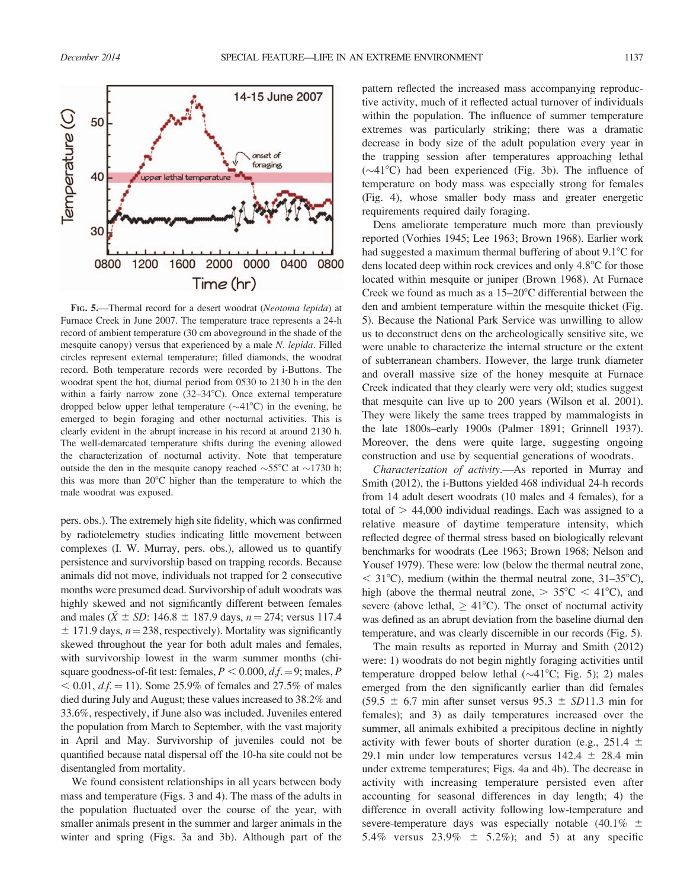14-15 June 2007

Temperature (C)

50

40

30

upper lethal temperature

onset of foraging

0800 1200 1600 2000 0000 0400 0800

Time (hr)

FIG. 5.—Thermal record for a desert woodrat (*Neotoma lepida*) at Furnace Creek in June 2007. The temperature trace represents a 24-h record of ambient temperature (30 cm aboveground in the shade of the mesquite canopy) versus that experienced by a male *N. lepida*. Filled circles represent external temperature; filled diamonds, the woodrat record. Both temperature records were recorded by i-Buttons. The woodrat spent the hot, diurnal period from 0530 to 2130 h in the den within a fairly narrow zone (32–34°C). Once external temperature dropped below upper lethal temperature (~41°C) in the evening, he emerged to begin foraging and other nocturnal activities. This is clearly evident in the abrupt increase in his record at around 2130 h. The well-demarcated temperature shifts during the evening allowed the characterization of nocturnal activity. Note that temperature outside the den in the mesquite canopy reached ~55°C at ~1730 h; this was more than 20°C higher than the temperature to which the male woodrat was exposed.

pers. obs.). The extremely high site fidelity, which was confirmed by radiotelemetry studies indicating little movement between complexes (I. W. Murray, pers. obs.), allowed us to quantify persistence and survivorship based on trapping records. Because animals did not move, individuals not trapped for 2 consecutive months were presumed dead. Survivorship of adult woodrats was highly skewed and not significantly different between females and males ($\bar{X} \pm SD$: 146.8 ± 187.9 days, $n = 274$; versus 117.4 ± 171.9 days, $n = 238$, respectively). Mortality was significantly skewed throughout the year for both adult males and females, with survivorship lowest in the warm summer months (chi-square goodness-of-fit test: females, $P < 0.000$, $d.f. = 9$; males, $P < 0.01$, $d.f. = 11$). Some 25.9% of females and 27.5% of males died during July and August; these values increased to 38.2% and 33.6%, respectively, if June also was included. Juveniles entered the population from March to September, with the vast majority in April and May. Survivorship of juveniles could not be quantified because natal dispersal off the 10-ha site could not be disentangled from mortality.

We found consistent relationships in all years between body mass and temperature (Figs. 3 and 4). The mass of the adults in the population fluctuated over the course of the year, with smaller animals present in the summer and larger animals in the winter and spring (Figs. 3a and 3b). Although part of the pattern reflected the increased mass accompanying reproductive activity, much of it reflected actual turnover of individuals within the population. The influence of summer temperature extremes was particularly striking; there was a dramatic decrease in body size of the adult population every year in the trapping session after temperatures approaching lethal (~41°C) had been experienced (Fig. 3b). The influence of temperature on body mass was especially strong for females (Fig. 4), whose smaller body mass and greater energetic requirements required daily foraging.

Dens ameliorate temperature much more than previously reported (Vorhies 1945; Lee 1963; Brown 1968). Earlier work had suggested a maximum thermal buffering of about 9.1°C for dens located deep within rock crevices and only 4.8°C for those located within mesquite or juniper (Brown 1968). At Furnace Creek we found as much as a 15–20°C differential between the den and ambient temperature within the mesquite thicket (Fig. 5). Because the National Park Service was unwilling to allow us to deconstruct dens on the archeologically sensitive site, we were unable to characterize the internal structure or the extent of subterranean chambers. However, the large trunk diameter and overall massive size of the honey mesquite at Furnace Creek indicated that they clearly were very old; studies suggest that mesquite can live up to 200 years (Wilson et al. 2001). They were likely the same trees trapped by mammalogists in the late 1800s–early 1900s (Palmer 1891; Grinnell 1937). Moreover, the dens were quite large, suggesting ongoing construction and use by sequential generations of woodrats.

*Characterization of activity.*—As reported in Murray and Smith (2012), the i-Buttons yielded 468 individual 24-h records from 14 adult desert woodrats (10 males and 4 females), for a total of > 44,000 individual readings. Each was assigned to a relative measure of daytime temperature intensity, which reflected degree of thermal stress based on biologically relevant benchmarks for woodrats (Lee 1963; Brown 1968; Nelson and Yousef 1979). These were: low (below the thermal neutral zone, < 31°C), medium (within the thermal neutral zone, 31–35°C), high (above the thermal neutral zone, > 35°C < 41°C), and severe (above lethal, ≥ 41°C). The onset of nocturnal activity was defined as an abrupt deviation from the baseline diurnal den temperature, and was clearly discernible in our records (Fig. 5).

The main results as reported in Murray and Smith (2012) were: 1) woodrats do not begin nightly foraging activities until temperature dropped below lethal (~41°C; Fig. 5); 2) males emerged from the den significantly earlier than did females (59.5 ± 6.7 min after sunset versus 95.3 ± *SD*11.3 min for females); and 3) as daily temperatures increased over the summer, all animals exhibited a precipitous decline in nightly activity with fewer bouts of shorter duration (e.g., 251.4 ± 29.1 min under low temperatures versus 142.4 ± 28.4 min under extreme temperatures; Figs. 4a and 4b). The decrease in activity with increasing temperature persisted even after accounting for seasonal differences in day length; 4) the difference in overall activity following low-temperature and severe-temperature days was especially notable (40.1% ± 5.4% versus 23.9% ± 5.2%); and 5) at any specific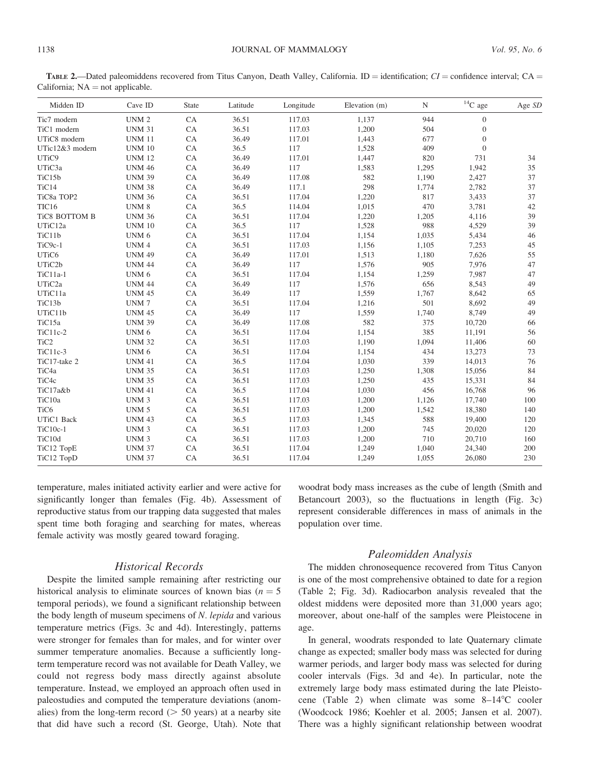**Table 2.**—Dated paleomiddens recovered from Titus Canyon, Death Valley, California. ID = identification; *CI* = confidence interval; CA = California; NA = not applicable.

| Midden ID | Cave ID | State | Latitude | Longitude | Elevation (m) | N | $^{14}C$ age | Age *SD* |
|---|---|---|---|---|---|---|---|---|
| Tic7 modern | UNM 2 | CA | 36.51 | 117.03 | 1,137 | 944 | 0 | |
| TiC1 modern | UNM 31 | CA | 36.51 | 117.03 | 1,200 | 504 | 0 | |
| UTiC8 modern | UNM 11 | CA | 36.49 | 117.01 | 1,443 | 677 | 0 | |
| UTic12&3 modern | UNM 10 | CA | 36.5 | 117 | 1,528 | 409 | 0 | |
| UTiC9 | UNM 12 | CA | 36.49 | 117.01 | 1,447 | 820 | 731 | 34 |
| UTiC3a | UNM 46 | CA | 36.49 | 117 | 1,583 | 1,295 | 1,942 | 35 |
| TiC15b | UNM 39 | CA | 36.49 | 117.08 | 582 | 1,190 | 2,427 | 37 |
| TiC14 | UNM 38 | CA | 36.49 | 117.1 | 298 | 1,774 | 2,782 | 37 |
| TiC8a TOP2 | UNM 36 | CA | 36.51 | 117.04 | 1,220 | 817 | 3,433 | 37 |
| TIC16 | UNM 8 | CA | 36.5 | 114.04 | 1,015 | 470 | 3,781 | 42 |
| TiC8 BOTTOM B | UNM 36 | CA | 36.51 | 117.04 | 1,220 | 1,205 | 4,116 | 39 |
| UTiC12a | UNM 10 | CA | 36.5 | 117 | 1,528 | 988 | 4,529 | 39 |
| TiC11b | UNM 6 | CA | 36.51 | 117.04 | 1,154 | 1,035 | 5,434 | 46 |
| TiC9c-1 | UNM 4 | CA | 36.51 | 117.03 | 1,156 | 1,105 | 7,253 | 45 |
| UTiC6 | UNM 49 | CA | 36.49 | 117.01 | 1,513 | 1,180 | 7,626 | 55 |
| UTiC2b | UNM 44 | CA | 36.49 | 117 | 1,576 | 905 | 7,976 | 47 |
| TiC11a-1 | UNM 6 | CA | 36.51 | 117.04 | 1,154 | 1,259 | 7,987 | 47 |
| UTiC2a | UNM 44 | CA | 36.49 | 117 | 1,576 | 656 | 8,543 | 49 |
| UTiC11a | UNM 45 | CA | 36.49 | 117 | 1,559 | 1,767 | 8,642 | 65 |
| TiC13b | UNM 7 | CA | 36.51 | 117.04 | 1,216 | 501 | 8,692 | 49 |
| UTiC11b | UNM 45 | CA | 36.49 | 117 | 1,559 | 1,740 | 8,749 | 49 |
| TiC15a | UNM 39 | CA | 36.49 | 117.08 | 582 | 375 | 10,720 | 66 |
| TiC11c-2 | UNM 6 | CA | 36.51 | 117.04 | 1,154 | 385 | 11,191 | 56 |
| TiC2 | UNM 32 | CA | 36.51 | 117.03 | 1,190 | 1,094 | 11,406 | 60 |
| TiC11c-3 | UNM 6 | CA | 36.51 | 117.04 | 1,154 | 434 | 13,273 | 73 |
| TiC17-take 2 | UNM 41 | CA | 36.5 | 117.04 | 1,030 | 339 | 14,013 | 76 |
| TiC4a | UNM 35 | CA | 36.51 | 117.03 | 1,250 | 1,308 | 15,056 | 84 |
| TiC4c | UNM 35 | CA | 36.51 | 117.03 | 1,250 | 435 | 15,331 | 84 |
| TiC17a&b | UNM 41 | CA | 36.5 | 117.04 | 1,030 | 456 | 16,768 | 96 |
| TiC10a | UNM 3 | CA | 36.51 | 117.03 | 1,200 | 1,126 | 17,740 | 100 |
| TiC6 | UNM 5 | CA | 36.51 | 117.03 | 1,200 | 1,542 | 18,380 | 140 |
| UTiC1 Back | UNM 43 | CA | 36.5 | 117.03 | 1,345 | 588 | 19,400 | 120 |
| TiC10c-1 | UNM 3 | CA | 36.51 | 117.03 | 1,200 | 745 | 20,020 | 120 |
| TiC10d | UNM 3 | CA | 36.51 | 117.03 | 1,200 | 710 | 20,710 | 160 |
| TiC12 TopE | UNM 37 | CA | 36.51 | 117.04 | 1,249 | 1,040 | 24,340 | 200 |
| TiC12 TopD | UNM 37 | CA | 36.51 | 117.04 | 1,249 | 1,055 | 26,080 | 230 |

temperature, males initiated activity earlier and were active for significantly longer than females (Fig. 4b). Assessment of reproductive status from our trapping data suggested that males spent time both foraging and searching for mates, whereas female activity was mostly geared toward foraging.

### Historical Records

Despite the limited sample remaining after restricting our historical analysis to eliminate sources of known bias ($n = 5$ temporal periods), we found a significant relationship between the body length of museum specimens of *N. lepida* and various temperature metrics (Figs. 3c and 4d). Interestingly, patterns were stronger for females than for males, and for winter over summer temperature anomalies. Because a sufficiently long-term temperature record was not available for Death Valley, we could not regress body mass directly against absolute temperature. Instead, we employed an approach often used in paleostudies and computed the temperature deviations (anomalies) from the long-term record ($> 50$ years) at a nearby site that did have such a record (St. George, Utah). Note that woodrat body mass increases as the cube of length (Smith and Betancourt 2003), so the fluctuations in length (Fig. 3c) represent considerable differences in mass of animals in the population over time.

### Paleomidden Analysis

The midden chronosequence recovered from Titus Canyon is one of the most comprehensive obtained to date for a region (Table 2; Fig. 3d). Radiocarbon analysis revealed that the oldest middens were deposited more than 31,000 years ago; moreover, about one-half of the samples were Pleistocene in age.

In general, woodrats responded to late Quaternary climate change as expected; smaller body mass was selected for during warmer periods, and larger body mass was selected for during cooler intervals (Figs. 3d and 4e). In particular, note the extremely large body mass estimated during the late Pleistocene (Table 2) when climate was some 8–14°C cooler (Woodcock 1986; Koehler et al. 2005; Jansen et al. 2007). There was a highly significant relationship between woodrat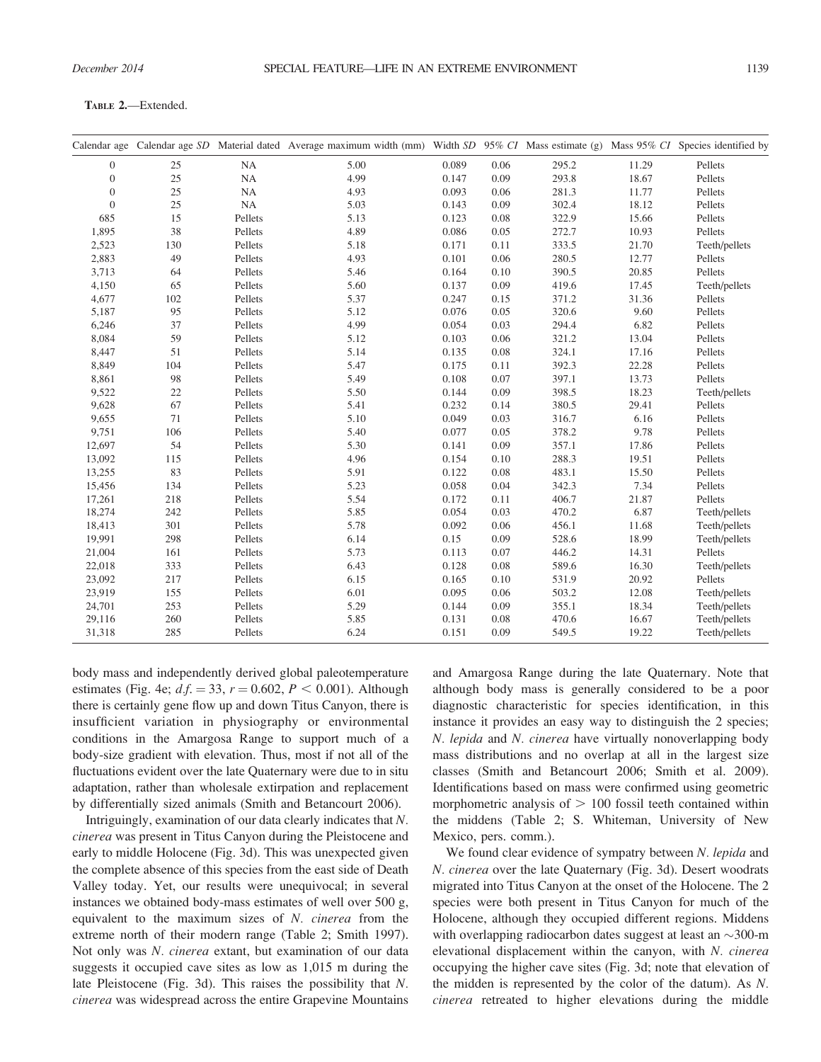**Table 2.**—Extended.

| Calendar age | Calendar age *SD* | Material dated | Average maximum width (mm) | Width *SD* | 95% *CI* | Mass estimate (g) | Mass 95% *CI* | Species identified by |
|---|---|---|---|---|---|---|---|---|
| 0 | 25 | NA | 5.00 | 0.089 | 0.06 | 295.2 | 11.29 | Pellets |
| 0 | 25 | NA | 4.99 | 0.147 | 0.09 | 293.8 | 18.67 | Pellets |
| 0 | 25 | NA | 4.93 | 0.093 | 0.06 | 281.3 | 11.77 | Pellets |
| 0 | 25 | NA | 5.03 | 0.143 | 0.09 | 302.4 | 18.12 | Pellets |
| 685 | 15 | Pellets | 5.13 | 0.123 | 0.08 | 322.9 | 15.66 | Pellets |
| 1,895 | 38 | Pellets | 4.89 | 0.086 | 0.05 | 272.7 | 10.93 | Pellets |
| 2,523 | 130 | Pellets | 5.18 | 0.171 | 0.11 | 333.5 | 21.70 | Teeth/pellets |
| 2,883 | 49 | Pellets | 4.93 | 0.101 | 0.06 | 280.5 | 12.77 | Pellets |
| 3,713 | 64 | Pellets | 5.46 | 0.164 | 0.10 | 390.5 | 20.85 | Pellets |
| 4,150 | 65 | Pellets | 5.60 | 0.137 | 0.09 | 419.6 | 17.45 | Teeth/pellets |
| 4,677 | 102 | Pellets | 5.37 | 0.247 | 0.15 | 371.2 | 31.36 | Pellets |
| 5,187 | 95 | Pellets | 5.12 | 0.076 | 0.05 | 320.6 | 9.60 | Pellets |
| 6,246 | 37 | Pellets | 4.99 | 0.054 | 0.03 | 294.4 | 6.82 | Pellets |
| 8,084 | 59 | Pellets | 5.12 | 0.103 | 0.06 | 321.2 | 13.04 | Pellets |
| 8,447 | 51 | Pellets | 5.14 | 0.135 | 0.08 | 324.1 | 17.16 | Pellets |
| 8,849 | 104 | Pellets | 5.47 | 0.175 | 0.11 | 392.3 | 22.28 | Pellets |
| 8,861 | 98 | Pellets | 5.49 | 0.108 | 0.07 | 397.1 | 13.73 | Pellets |
| 9,522 | 22 | Pellets | 5.50 | 0.144 | 0.09 | 398.5 | 18.23 | Teeth/pellets |
| 9,628 | 67 | Pellets | 5.41 | 0.232 | 0.14 | 380.5 | 29.41 | Pellets |
| 9,655 | 71 | Pellets | 5.10 | 0.049 | 0.03 | 316.7 | 6.16 | Pellets |
| 9,751 | 106 | Pellets | 5.40 | 0.077 | 0.05 | 378.2 | 9.78 | Pellets |
| 12,697 | 54 | Pellets | 5.30 | 0.141 | 0.09 | 357.1 | 17.86 | Pellets |
| 13,092 | 115 | Pellets | 4.96 | 0.154 | 0.10 | 288.3 | 19.51 | Pellets |
| 13,255 | 83 | Pellets | 5.91 | 0.122 | 0.08 | 483.1 | 15.50 | Pellets |
| 15,456 | 134 | Pellets | 5.23 | 0.058 | 0.04 | 342.3 | 7.34 | Pellets |
| 17,261 | 218 | Pellets | 5.54 | 0.172 | 0.11 | 406.7 | 21.87 | Pellets |
| 18,274 | 242 | Pellets | 5.85 | 0.054 | 0.03 | 470.2 | 6.87 | Teeth/pellets |
| 18,413 | 301 | Pellets | 5.78 | 0.092 | 0.06 | 456.1 | 11.68 | Teeth/pellets |
| 19,991 | 298 | Pellets | 6.14 | 0.15 | 0.09 | 528.6 | 18.99 | Teeth/pellets |
| 21,004 | 161 | Pellets | 5.73 | 0.113 | 0.07 | 446.2 | 14.31 | Pellets |
| 22,018 | 333 | Pellets | 6.43 | 0.128 | 0.08 | 589.6 | 16.30 | Teeth/pellets |
| 23,092 | 217 | Pellets | 6.15 | 0.165 | 0.10 | 531.9 | 20.92 | Pellets |
| 23,919 | 155 | Pellets | 6.01 | 0.095 | 0.06 | 503.2 | 12.08 | Teeth/pellets |
| 24,701 | 253 | Pellets | 5.29 | 0.144 | 0.09 | 355.1 | 18.34 | Teeth/pellets |
| 29,116 | 260 | Pellets | 5.85 | 0.131 | 0.08 | 470.6 | 16.67 | Teeth/pellets |
| 31,318 | 285 | Pellets | 6.24 | 0.151 | 0.09 | 549.5 | 19.22 | Teeth/pellets |

body mass and independently derived global paleotemperature estimates (Fig. 4e; $d.f. = 33$, $r = 0.602$, $P < 0.001$). Although there is certainly gene flow up and down Titus Canyon, there is insufficient variation in physiography or environmental conditions in the Amargosa Range to support much of a body-size gradient with elevation. Thus, most if not all of the fluctuations evident over the late Quaternary were due to in situ adaptation, rather than wholesale extirpation and replacement by differentially sized animals (Smith and Betancourt 2006).

Intriguingly, examination of our data clearly indicates that *N. cinerea* was present in Titus Canyon during the Pleistocene and early to middle Holocene (Fig. 3d). This was unexpected given the complete absence of this species from the east side of Death Valley today. Yet, our results were unequivocal; in several instances we obtained body-mass estimates of well over 500 g, equivalent to the maximum sizes of *N. cinerea* from the extreme north of their modern range (Table 2; Smith 1997). Not only was *N. cinerea* extant, but examination of our data suggests it occupied cave sites as low as 1,015 m during the late Pleistocene (Fig. 3d). This raises the possibility that *N. cinerea* was widespread across the entire Grapevine Mountains and Amargosa Range during the late Quaternary. Note that although body mass is generally considered to be a poor diagnostic characteristic for species identification, in this instance it provides an easy way to distinguish the 2 species; *N. lepida* and *N. cinerea* have virtually nonoverlapping body mass distributions and no overlap at all in the largest size classes (Smith and Betancourt 2006; Smith et al. 2009). Identifications based on mass were confirmed using geometric morphometric analysis of > 100 fossil teeth contained within the middens (Table 2; S. Whiteman, University of New Mexico, pers. comm.).

We found clear evidence of sympatry between *N. lepida* and *N. cinerea* over the late Quaternary (Fig. 3d). Desert woodrats migrated into Titus Canyon at the onset of the Holocene. The 2 species were both present in Titus Canyon for much of the Holocene, although they occupied different regions. Middens with overlapping radiocarbon dates suggest at least an ~300-m elevational displacement within the canyon, with *N. cinerea* occupying the higher cave sites (Fig. 3d; note that elevation of the midden is represented by the color of the datum). As *N. cinerea* retreated to higher elevations during the middle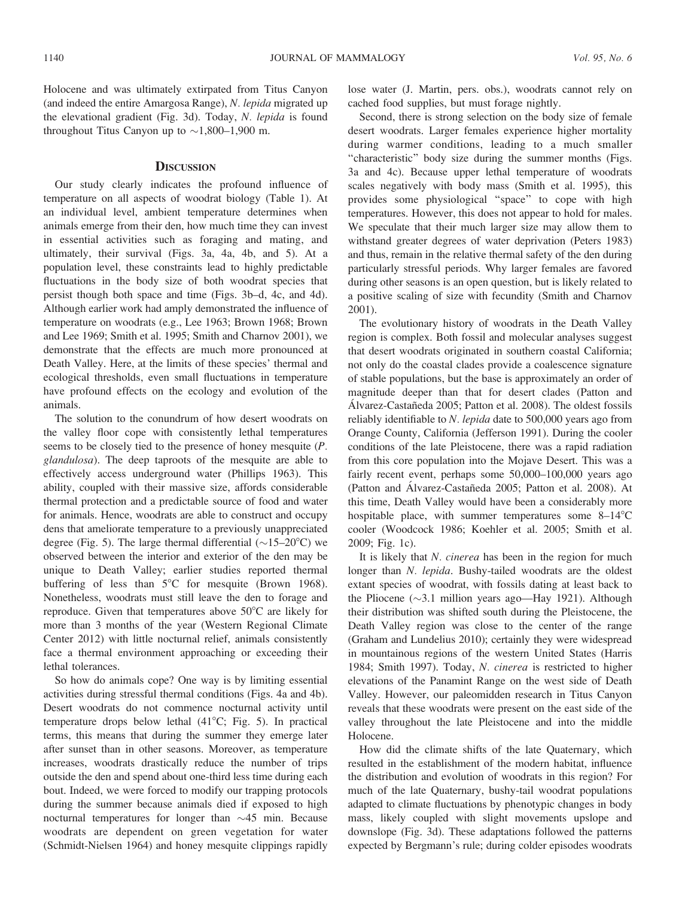Holocene and was ultimately extirpated from Titus Canyon (and indeed the entire Amargosa Range), *N. lepida* migrated up the elevational gradient (Fig. 3d). Today, *N. lepida* is found throughout Titus Canyon up to ~1,800–1,900 m.

## Discussion

Our study clearly indicates the profound influence of temperature on all aspects of woodrat biology (Table 1). At an individual level, ambient temperature determines when animals emerge from their den, how much time they can invest in essential activities such as foraging and mating, and ultimately, their survival (Figs. 3a, 4a, 4b, and 5). At a population level, these constraints lead to highly predictable fluctuations in the body size of both woodrat species that persist though both space and time (Figs. 3b–d, 4c, and 4d). Although earlier work had amply demonstrated the influence of temperature on woodrats (e.g., Lee 1963; Brown 1968; Brown and Lee 1969; Smith et al. 1995; Smith and Charnov 2001), we demonstrate that the effects are much more pronounced at Death Valley. Here, at the limits of these species' thermal and ecological thresholds, even small fluctuations in temperature have profound effects on the ecology and evolution of the animals.

The solution to the conundrum of how desert woodrats on the valley floor cope with consistently lethal temperatures seems to be closely tied to the presence of honey mesquite (*P. glandulosa*). The deep taproots of the mesquite are able to effectively access underground water (Phillips 1963). This ability, coupled with their massive size, affords considerable thermal protection and a predictable source of food and water for animals. Hence, woodrats are able to construct and occupy dens that ameliorate temperature to a previously unappreciated degree (Fig. 5). The large thermal differential (~15–20°C) we observed between the interior and exterior of the den may be unique to Death Valley; earlier studies reported thermal buffering of less than 5°C for mesquite (Brown 1968). Nonetheless, woodrats must still leave the den to forage and reproduce. Given that temperatures above 50°C are likely for more than 3 months of the year (Western Regional Climate Center 2012) with little nocturnal relief, animals consistently face a thermal environment approaching or exceeding their lethal tolerances.

So how do animals cope? One way is by limiting essential activities during stressful thermal conditions (Figs. 4a and 4b). Desert woodrats do not commence nocturnal activity until temperature drops below lethal (41°C; Fig. 5). In practical terms, this means that during the summer they emerge later after sunset than in other seasons. Moreover, as temperature increases, woodrats drastically reduce the number of trips outside the den and spend about one-third less time during each bout. Indeed, we were forced to modify our trapping protocols during the summer because animals died if exposed to high nocturnal temperatures for longer than ~45 min. Because woodrats are dependent on green vegetation for water (Schmidt-Nielsen 1964) and honey mesquite clippings rapidly lose water (J. Martin, pers. obs.), woodrats cannot rely on cached food supplies, but must forage nightly.

Second, there is strong selection on the body size of female desert woodrats. Larger females experience higher mortality during warmer conditions, leading to a much smaller "characteristic" body size during the summer months (Figs. 3a and 4c). Because upper lethal temperature of woodrats scales negatively with body mass (Smith et al. 1995), this provides some physiological "space" to cope with high temperatures. However, this does not appear to hold for males. We speculate that their much larger size may allow them to withstand greater degrees of water deprivation (Peters 1983) and thus, remain in the relative thermal safety of the den during particularly stressful periods. Why larger females are favored during other seasons is an open question, but is likely related to a positive scaling of size with fecundity (Smith and Charnov 2001).

The evolutionary history of woodrats in the Death Valley region is complex. Both fossil and molecular analyses suggest that desert woodrats originated in southern coastal California; not only do the coastal clades provide a coalescence signature of stable populations, but the base is approximately an order of magnitude deeper than that for desert clades (Patton and Álvarez-Castañeda 2005; Patton et al. 2008). The oldest fossils reliably identifiable to *N. lepida* date to 500,000 years ago from Orange County, California (Jefferson 1991). During the cooler conditions of the late Pleistocene, there was a rapid radiation from this core population into the Mojave Desert. This was a fairly recent event, perhaps some 50,000–100,000 years ago (Patton and Álvarez-Castañeda 2005; Patton et al. 2008). At this time, Death Valley would have been a considerably more hospitable place, with summer temperatures some 8–14°C cooler (Woodcock 1986; Koehler et al. 2005; Smith et al. 2009; Fig. 1c).

It is likely that *N. cinerea* has been in the region for much longer than *N. lepida*. Bushy-tailed woodrats are the oldest extant species of woodrat, with fossils dating at least back to the Pliocene (~3.1 million years ago—Hay 1921). Although their distribution was shifted south during the Pleistocene, the Death Valley region was close to the center of the range (Graham and Lundelius 2010); certainly they were widespread in mountainous regions of the western United States (Harris 1984; Smith 1997). Today, *N. cinerea* is restricted to higher elevations of the Panamint Range on the west side of Death Valley. However, our paleomidden research in Titus Canyon reveals that these woodrats were present on the east side of the valley throughout the late Pleistocene and into the middle Holocene.

How did the climate shifts of the late Quaternary, which resulted in the establishment of the modern habitat, influence the distribution and evolution of woodrats in this region? For much of the late Quaternary, bushy-tail woodrat populations adapted to climate fluctuations by phenotypic changes in body mass, likely coupled with slight movements upslope and downslope (Fig. 3d). These adaptations followed the patterns expected by Bergmann's rule; during colder episodes woodrats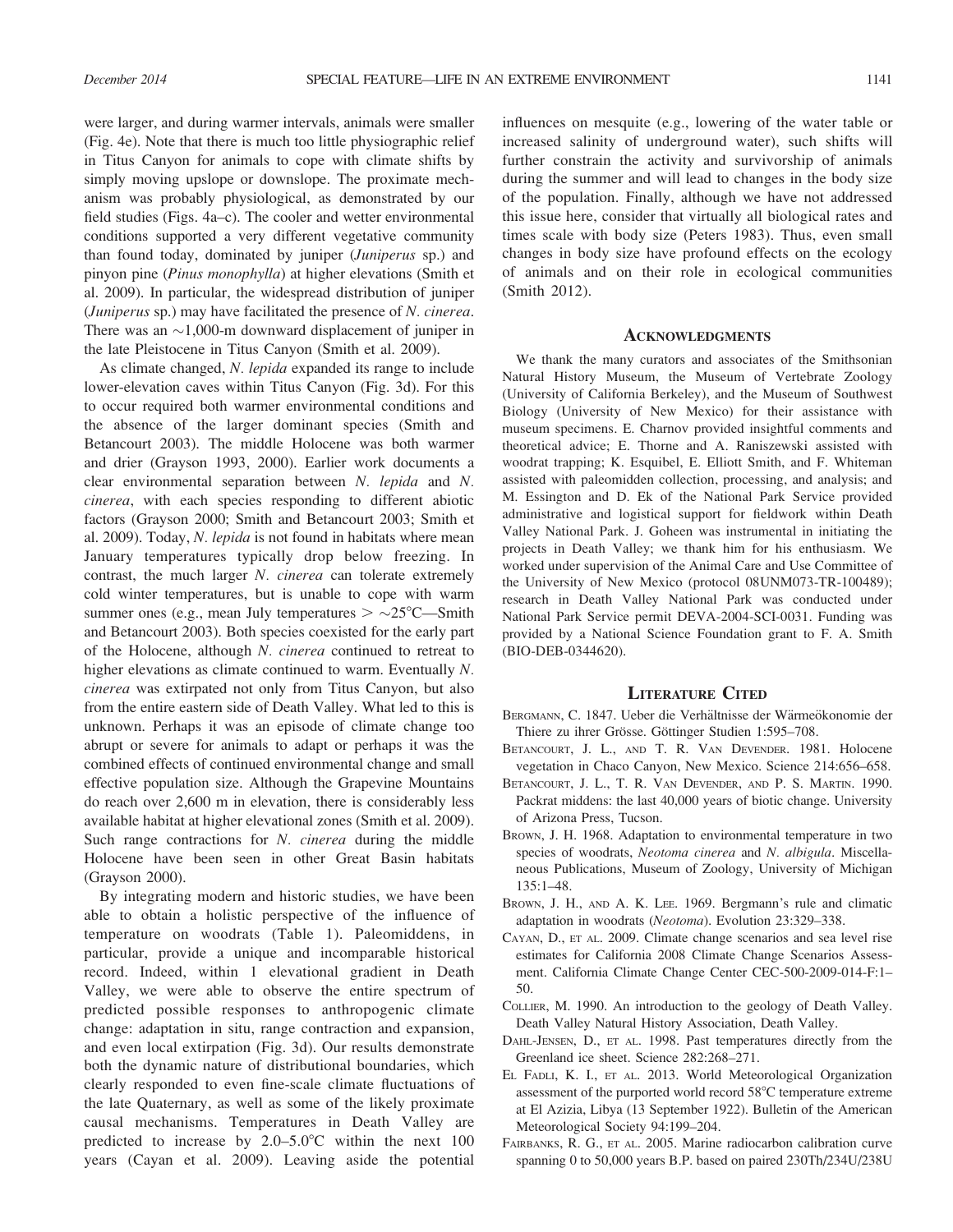were larger, and during warmer intervals, animals were smaller (Fig. 4e). Note that there is much too little physiographic relief in Titus Canyon for animals to cope with climate shifts by simply moving upslope or downslope. The proximate mechanism was probably physiological, as demonstrated by our field studies (Figs. 4a–c). The cooler and wetter environmental conditions supported a very different vegetative community than found today, dominated by juniper (*Juniperus* sp.) and pinyon pine (*Pinus monophylla*) at higher elevations (Smith et al. 2009). In particular, the widespread distribution of juniper (*Juniperus* sp.) may have facilitated the presence of *N. cinerea*. There was an ~1,000-m downward displacement of juniper in the late Pleistocene in Titus Canyon (Smith et al. 2009).

As climate changed, *N. lepida* expanded its range to include lower-elevation caves within Titus Canyon (Fig. 3d). For this to occur required both warmer environmental conditions and the absence of the larger dominant species (Smith and Betancourt 2003). The middle Holocene was both warmer and drier (Grayson 1993, 2000). Earlier work documents a clear environmental separation between *N. lepida* and *N. cinerea*, with each species responding to different abiotic factors (Grayson 2000; Smith and Betancourt 2003; Smith et al. 2009). Today, *N. lepida* is not found in habitats where mean January temperatures typically drop below freezing. In contrast, the much larger *N. cinerea* can tolerate extremely cold winter temperatures, but is unable to cope with warm summer ones (e.g., mean July temperatures > ~25°C—Smith and Betancourt 2003). Both species coexisted for the early part of the Holocene, although *N. cinerea* continued to retreat to higher elevations as climate continued to warm. Eventually *N. cinerea* was extirpated not only from Titus Canyon, but also from the entire eastern side of Death Valley. What led to this is unknown. Perhaps it was an episode of climate change too abrupt or severe for animals to adapt or perhaps it was the combined effects of continued environmental change and small effective population size. Although the Grapevine Mountains do reach over 2,600 m in elevation, there is considerably less available habitat at higher elevational zones (Smith et al. 2009). Such range contractions for *N. cinerea* during the middle Holocene have been seen in other Great Basin habitats (Grayson 2000).

By integrating modern and historic studies, we have been able to obtain a holistic perspective of the influence of temperature on woodrats (Table 1). Paleomiddens, in particular, provide a unique and incomparable historical record. Indeed, within 1 elevational gradient in Death Valley, we were able to observe the entire spectrum of predicted possible responses to anthropogenic climate change: adaptation in situ, range contraction and expansion, and even local extirpation (Fig. 3d). Our results demonstrate both the dynamic nature of distributional boundaries, which clearly responded to even fine-scale climate fluctuations of the late Quaternary, as well as some of the likely proximate causal mechanisms. Temperatures in Death Valley are predicted to increase by 2.0–5.0°C within the next 100 years (Cayan et al. 2009). Leaving aside the potential influences on mesquite (e.g., lowering of the water table or increased salinity of underground water), such shifts will further constrain the activity and survivorship of animals during the summer and will lead to changes in the body size of the population. Finally, although we have not addressed this issue here, consider that virtually all biological rates and times scale with body size (Peters 1983). Thus, even small changes in body size have profound effects on the ecology of animals and on their role in ecological communities (Smith 2012).

## Acknowledgments

We thank the many curators and associates of the Smithsonian Natural History Museum, the Museum of Vertebrate Zoology (University of California Berkeley), and the Museum of Southwest Biology (University of New Mexico) for their assistance with museum specimens. E. Charnov provided insightful comments and theoretical advice; E. Thorne and A. Raniszewski assisted with woodrat trapping; K. Esquibel, E. Elliott Smith, and F. Whiteman assisted with paleomidden collection, processing, and analysis; and M. Essington and D. Ek of the National Park Service provided administrative and logistical support for fieldwork within Death Valley National Park. J. Goheen was instrumental in initiating the projects in Death Valley; we thank him for his enthusiasm. We worked under supervision of the Animal Care and Use Committee of the University of New Mexico (protocol 08UNM073-TR-100489); research in Death Valley National Park was conducted under National Park Service permit DEVA-2004-SCI-0031. Funding was provided by a National Science Foundation grant to F. A. Smith (BIO-DEB-0344620).

## Literature Cited

Bergmann, C. 1847. Ueber die Verhältnisse der Wärmeökonomie der Thiere zu ihrer Grösse. Göttinger Studien 1:595–708.

Betancourt, J. L., and T. R. Van Devender. 1981. Holocene vegetation in Chaco Canyon, New Mexico. Science 214:656–658.

Betancourt, J. L., T. R. Van Devender, and P. S. Martin. 1990. Packrat middens: the last 40,000 years of biotic change. University of Arizona Press, Tucson.

Brown, J. H. 1968. Adaptation to environmental temperature in two species of woodrats, *Neotoma cinerea* and *N. albigula*. Miscellaneous Publications, Museum of Zoology, University of Michigan 135:1–48.

Brown, J. H., and A. K. Lee. 1969. Bergmann's rule and climatic adaptation in woodrats (*Neotoma*). Evolution 23:329–338.

Cayan, D., et al. 2009. Climate change scenarios and sea level rise estimates for California 2008 Climate Change Scenarios Assessment. California Climate Change Center CEC-500-2009-014-F:1–50.

Collier, M. 1990. An introduction to the geology of Death Valley. Death Valley Natural History Association, Death Valley.

Dahl-Jensen, D., et al. 1998. Past temperatures directly from the Greenland ice sheet. Science 282:268–271.

El Fadli, K. I., et al. 2013. World Meteorological Organization assessment of the purported world record 58°C temperature extreme at El Azizia, Libya (13 September 1922). Bulletin of the American Meteorological Society 94:199–204.

Fairbanks, R. G., et al. 2005. Marine radiocarbon calibration curve spanning 0 to 50,000 years B.P. based on paired 230Th/234U/238U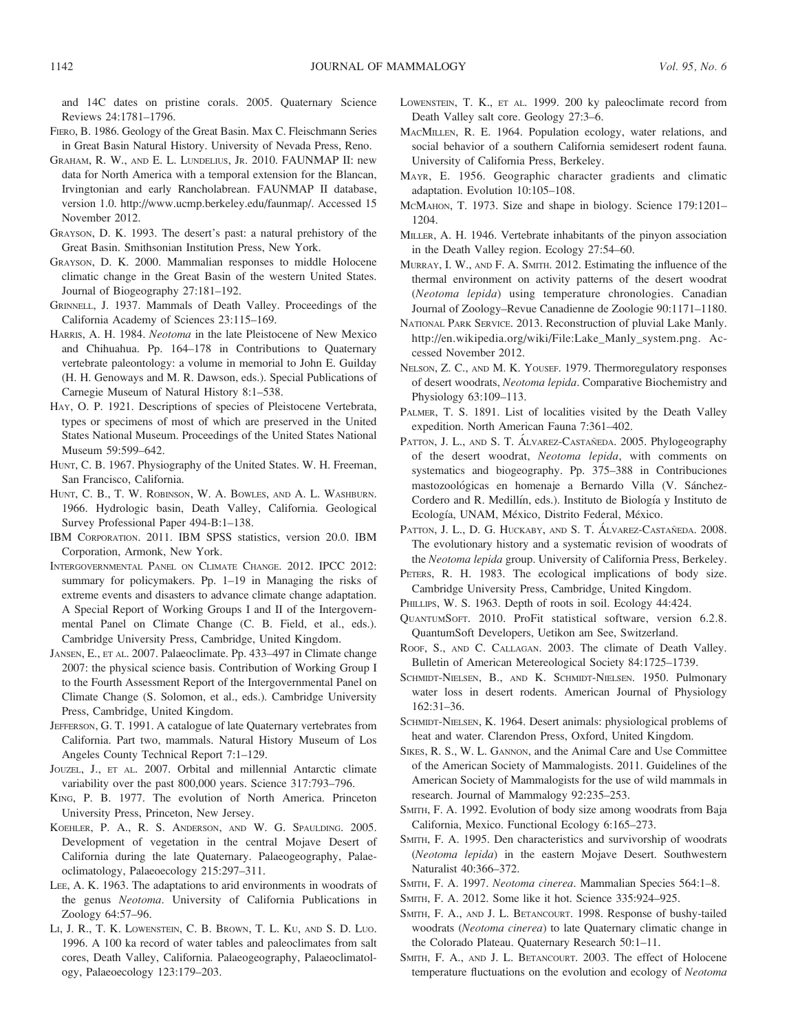and 14C dates on pristine corals. 2005. Quaternary Science Reviews 24:1781–1796.

Fiero, B. 1986. Geology of the Great Basin. Max C. Fleischmann Series in Great Basin Natural History. University of Nevada Press, Reno.

Graham, R. W., and E. L. Lundelius, Jr. 2010. FAUNMAP II: new data for North America with a temporal extension for the Blancan, Irvingtonian and early Rancholabrean. FAUNMAP II database, version 1.0. http://www.ucmp.berkeley.edu/faunmap/. Accessed 15 November 2012.

Grayson, D. K. 1993. The desert's past: a natural prehistory of the Great Basin. Smithsonian Institution Press, New York.

Grayson, D. K. 2000. Mammalian responses to middle Holocene climatic change in the Great Basin of the western United States. Journal of Biogeography 27:181–192.

Grinnell, J. 1937. Mammals of Death Valley. Proceedings of the California Academy of Sciences 23:115–169.

Harris, A. H. 1984. *Neotoma* in the late Pleistocene of New Mexico and Chihuahua. Pp. 164–178 in Contributions to Quaternary vertebrate paleontology: a volume in memorial to John E. Guilday (H. H. Genoways and M. R. Dawson, eds.). Special Publications of Carnegie Museum of Natural History 8:1–538.

Hay, O. P. 1921. Descriptions of species of Pleistocene Vertebrata, types or specimens of most of which are preserved in the United States National Museum. Proceedings of the United States National Museum 59:599–642.

Hunt, C. B. 1967. Physiography of the United States. W. H. Freeman, San Francisco, California.

Hunt, C. B., T. W. Robinson, W. A. Bowles, and A. L. Washburn. 1966. Hydrologic basin, Death Valley, California. Geological Survey Professional Paper 494-B:1–138.

IBM Corporation. 2011. IBM SPSS statistics, version 20.0. IBM Corporation, Armonk, New York.

Intergovernmental Panel on Climate Change. 2012. IPCC 2012: summary for policymakers. Pp. 1–19 in Managing the risks of extreme events and disasters to advance climate change adaptation. A Special Report of Working Groups I and II of the Intergovernmental Panel on Climate Change (C. B. Field, et al., eds.). Cambridge University Press, Cambridge, United Kingdom.

Jansen, E., et al. 2007. Palaeoclimate. Pp. 433–497 in Climate change 2007: the physical science basis. Contribution of Working Group I to the Fourth Assessment Report of the Intergovernmental Panel on Climate Change (S. Solomon, et al., eds.). Cambridge University Press, Cambridge, United Kingdom.

Jefferson, G. T. 1991. A catalogue of late Quaternary vertebrates from California. Part two, mammals. Natural History Museum of Los Angeles County Technical Report 7:1–129.

Jouzel, J., et al. 2007. Orbital and millennial Antarctic climate variability over the past 800,000 years. Science 317:793–796.

King, P. B. 1977. The evolution of North America. Princeton University Press, Princeton, New Jersey.

Koehler, P. A., R. S. Anderson, and W. G. Spaulding. 2005. Development of vegetation in the central Mojave Desert of California during the late Quaternary. Palaeogeography, Palaeoclimatology, Palaeoecology 215:297–311.

Lee, A. K. 1963. The adaptations to arid environments in woodrats of the genus *Neotoma*. University of California Publications in Zoology 64:57–96.

Li, J. R., T. K. Lowenstein, C. B. Brown, T. L. Ku, and S. D. Luo. 1996. A 100 ka record of water tables and paleoclimates from salt cores, Death Valley, California. Palaeogeography, Palaeoclimatology, Palaeoecology 123:179–203.

Lowenstein, T. K., et al. 1999. 200 ky paleoclimate record from Death Valley salt core. Geology 27:3–6.

MacMillen, R. E. 1964. Population ecology, water relations, and social behavior of a southern California semidesert rodent fauna. University of California Press, Berkeley.

Mayr, E. 1956. Geographic character gradients and climatic adaptation. Evolution 10:105–108.

McMahon, T. 1973. Size and shape in biology. Science 179:1201–1204.

Miller, A. H. 1946. Vertebrate inhabitants of the pinyon association in the Death Valley region. Ecology 27:54–60.

Murray, I. W., and F. A. Smith. 2012. Estimating the influence of the thermal environment on activity patterns of the desert woodrat (*Neotoma lepida*) using temperature chronologies. Canadian Journal of Zoology–Revue Canadienne de Zoologie 90:1171–1180.

National Park Service. 2013. Reconstruction of pluvial Lake Manly. http://en.wikipedia.org/wiki/File:Lake_Manly_system.png. Accessed November 2012.

Nelson, Z. C., and M. K. Yousef. 1979. Thermoregulatory responses of desert woodrats, *Neotoma lepida*. Comparative Biochemistry and Physiology 63:109–113.

Palmer, T. S. 1891. List of localities visited by the Death Valley expedition. North American Fauna 7:361–402.

Patton, J. L., and S. T. Álvarez-Castañeda. 2005. Phylogeography of the desert woodrat, *Neotoma lepida*, with comments on systematics and biogeography. Pp. 375–388 in Contribuciones mastozoológicas en homenaje a Bernardo Villa (V. Sánchez-Cordero and R. Medillín, eds.). Instituto de Biología y Instituto de Ecología, UNAM, México, Distrito Federal, México.

Patton, J. L., D. G. Huckaby, and S. T. Álvarez-Castañeda. 2008. The evolutionary history and a systematic revision of woodrats of the *Neotoma lepida* group. University of California Press, Berkeley.

Peters, R. H. 1983. The ecological implications of body size. Cambridge University Press, Cambridge, United Kingdom.

Phillips, W. S. 1963. Depth of roots in soil. Ecology 44:424.

QuantumSoft. 2010. ProFit statistical software, version 6.2.8. QuantumSoft Developers, Uetikon am See, Switzerland.

Roof, S., and C. Callagan. 2003. The climate of Death Valley. Bulletin of American Metereological Society 84:1725–1739.

Schmidt-Nielsen, B., and K. Schmidt-Nielsen. 1950. Pulmonary water loss in desert rodents. American Journal of Physiology 162:31–36.

Schmidt-Nielsen, K. 1964. Desert animals: physiological problems of heat and water. Clarendon Press, Oxford, United Kingdom.

Sikes, R. S., W. L. Gannon, and the Animal Care and Use Committee of the American Society of Mammalogists. 2011. Guidelines of the American Society of Mammalogists for the use of wild mammals in research. Journal of Mammalogy 92:235–253.

Smith, F. A. 1992. Evolution of body size among woodrats from Baja California, Mexico. Functional Ecology 6:165–273.

Smith, F. A. 1995. Den characteristics and survivorship of woodrats (*Neotoma lepida*) in the eastern Mojave Desert. Southwestern Naturalist 40:366–372.

Smith, F. A. 1997. *Neotoma cinerea*. Mammalian Species 564:1–8.

Smith, F. A. 2012. Some like it hot. Science 335:924–925.

Smith, F. A., and J. L. Betancourt. 1998. Response of bushy-tailed woodrats (*Neotoma cinerea*) to late Quaternary climatic change in the Colorado Plateau. Quaternary Research 50:1–11.

Smith, F. A., and J. L. Betancourt. 2003. The effect of Holocene temperature fluctuations on the evolution and ecology of *Neotoma*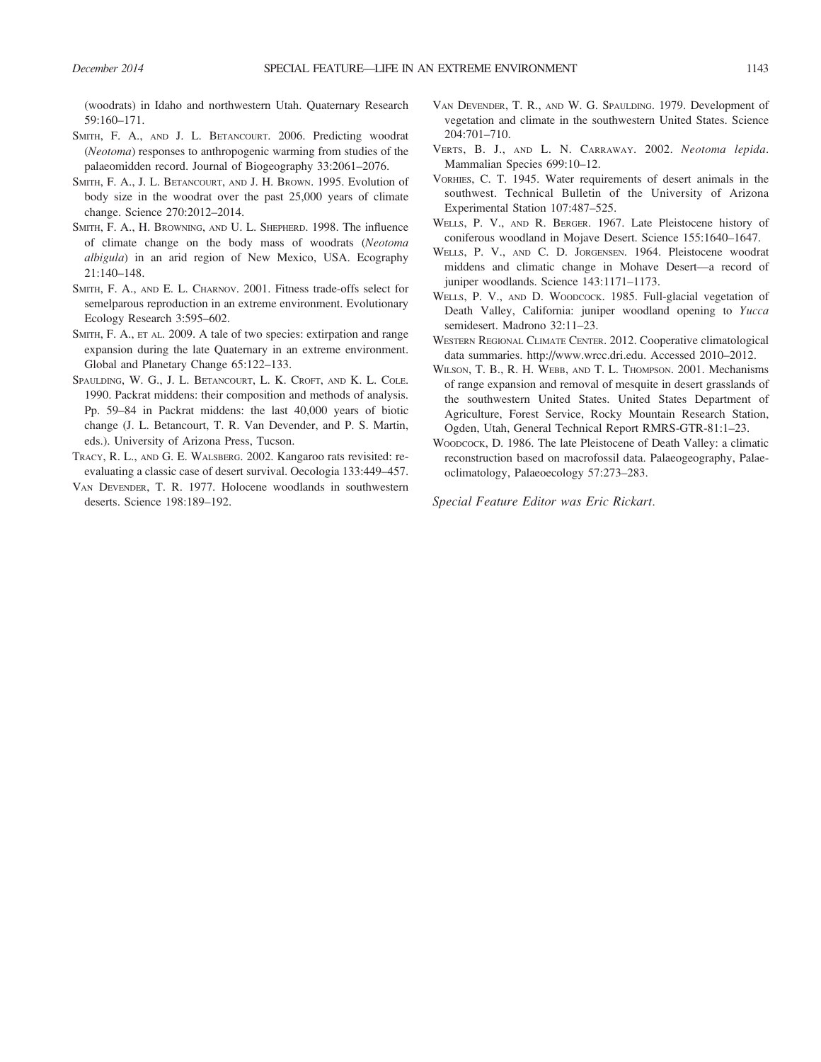(woodrats) in Idaho and northwestern Utah. Quaternary Research 59:160–171.

Smith, F. A., and J. L. Betancourt. 2006. Predicting woodrat (*Neotoma*) responses to anthropogenic warming from studies of the palaeomidden record. Journal of Biogeography 33:2061–2076.

Smith, F. A., J. L. Betancourt, and J. H. Brown. 1995. Evolution of body size in the woodrat over the past 25,000 years of climate change. Science 270:2012–2014.

Smith, F. A., H. Browning, and U. L. Shepherd. 1998. The influence of climate change on the body mass of woodrats (*Neotoma albigula*) in an arid region of New Mexico, USA. Ecography 21:140–148.

Smith, F. A., and E. L. Charnov. 2001. Fitness trade-offs select for semelparous reproduction in an extreme environment. Evolutionary Ecology Research 3:595–602.

Smith, F. A., et al. 2009. A tale of two species: extirpation and range expansion during the late Quaternary in an extreme environment. Global and Planetary Change 65:122–133.

Spaulding, W. G., J. L. Betancourt, L. K. Croft, and K. L. Cole. 1990. Packrat middens: their composition and methods of analysis. Pp. 59–84 in Packrat middens: the last 40,000 years of biotic change (J. L. Betancourt, T. R. Van Devender, and P. S. Martin, eds.). University of Arizona Press, Tucson.

Tracy, R. L., and G. E. Walsberg. 2002. Kangaroo rats revisited: re-evaluating a classic case of desert survival. Oecologia 133:449–457.

Van Devender, T. R. 1977. Holocene woodlands in southwestern deserts. Science 198:189–192.

Van Devender, T. R., and W. G. Spaulding. 1979. Development of vegetation and climate in the southwestern United States. Science 204:701–710.

Verts, B. J., and L. N. Carraway. 2002. *Neotoma lepida*. Mammalian Species 699:10–12.

Vorhies, C. T. 1945. Water requirements of desert animals in the southwest. Technical Bulletin of the University of Arizona Experimental Station 107:487–525.

Wells, P. V., and R. Berger. 1967. Late Pleistocene history of coniferous woodland in Mojave Desert. Science 155:1640–1647.

Wells, P. V., and C. D. Jorgensen. 1964. Pleistocene woodrat middens and climatic change in Mohave Desert—a record of juniper woodlands. Science 143:1171–1173.

Wells, P. V., and D. Woodcock. 1985. Full-glacial vegetation of Death Valley, California: juniper woodland opening to *Yucca* semidesert. Madrono 32:11–23.

Western Regional Climate Center. 2012. Cooperative climatological data summaries. http://www.wrcc.dri.edu. Accessed 2010–2012.

Wilson, T. B., R. H. Webb, and T. L. Thompson. 2001. Mechanisms of range expansion and removal of mesquite in desert grasslands of the southwestern United States. United States Department of Agriculture, Forest Service, Rocky Mountain Research Station, Ogden, Utah, General Technical Report RMRS-GTR-81:1–23.

Woodcock, D. 1986. The late Pleistocene of Death Valley: a climatic reconstruction based on macrofossil data. Palaeogeography, Palaeoclimatology, Palaeoecology 57:273–283.

*Special Feature Editor was Eric Rickart.*